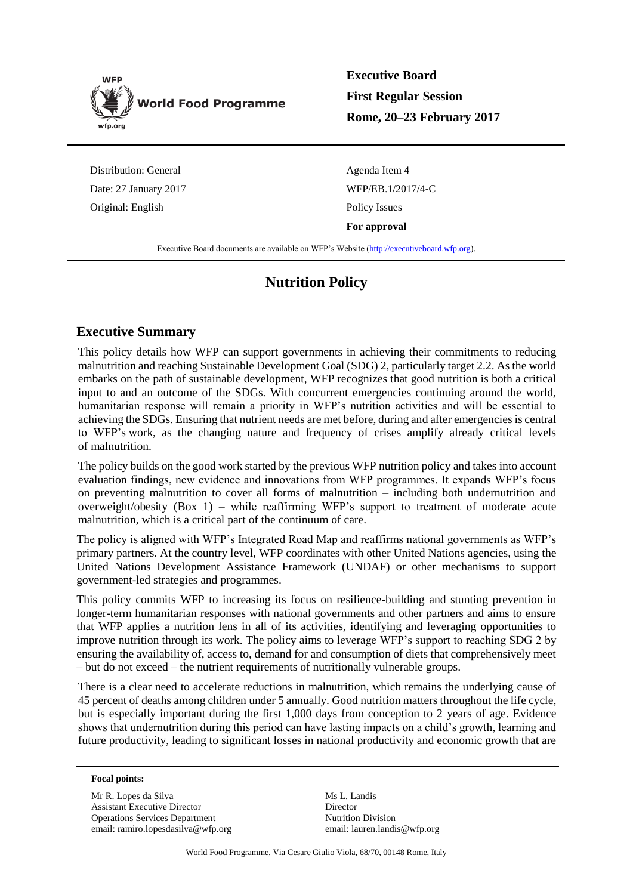WFP
World Food Programme
wfp.org

**Executive Board**
**First Regular Session**
**Rome, 20–23 February 2017**

Distribution: General
Date: 27 January 2017
Original: English

Agenda Item 4
WFP/EB.1/2017/4-C
Policy Issues
**For approval**

Executive Board documents are available on WFP's Website (http://executiveboard.wfp.org).

# Nutrition Policy

## Executive Summary

This policy details how WFP can support governments in achieving their commitments to reducing malnutrition and reaching Sustainable Development Goal (SDG) 2, particularly target 2.2. As the world embarks on the path of sustainable development, WFP recognizes that good nutrition is both a critical input to and an outcome of the SDGs. With concurrent emergencies continuing around the world, humanitarian response will remain a priority in WFP's nutrition activities and will be essential to achieving the SDGs. Ensuring that nutrient needs are met before, during and after emergencies is central to WFP's work, as the changing nature and frequency of crises amplify already critical levels of malnutrition.

The policy builds on the good work started by the previous WFP nutrition policy and takes into account evaluation findings, new evidence and innovations from WFP programmes. It expands WFP's focus on preventing malnutrition to cover all forms of malnutrition – including both undernutrition and overweight/obesity (Box 1) – while reaffirming WFP's support to treatment of moderate acute malnutrition, which is a critical part of the continuum of care.

The policy is aligned with WFP's Integrated Road Map and reaffirms national governments as WFP's primary partners. At the country level, WFP coordinates with other United Nations agencies, using the United Nations Development Assistance Framework (UNDAF) or other mechanisms to support government-led strategies and programmes.

This policy commits WFP to increasing its focus on resilience-building and stunting prevention in longer-term humanitarian responses with national governments and other partners and aims to ensure that WFP applies a nutrition lens in all of its activities, identifying and leveraging opportunities to improve nutrition through its work. The policy aims to leverage WFP's support to reaching SDG 2 by ensuring the availability of, access to, demand for and consumption of diets that comprehensively meet – but do not exceed – the nutrient requirements of nutritionally vulnerable groups.

There is a clear need to accelerate reductions in malnutrition, which remains the underlying cause of 45 percent of deaths among children under 5 annually. Good nutrition matters throughout the life cycle, but is especially important during the first 1,000 days from conception to 2 years of age. Evidence shows that undernutrition during this period can have lasting impacts on a child's growth, learning and future productivity, leading to significant losses in national productivity and economic growth that are

**Focal points:**

Mr R. Lopes da Silva
Assistant Executive Director
Operations Services Department
email: ramiro.lopesdasilva@wfp.org

Ms L. Landis
Director
Nutrition Division
email: lauren.landis@wfp.org

World Food Programme, Via Cesare Giulio Viola, 68/70, 00148 Rome, Italy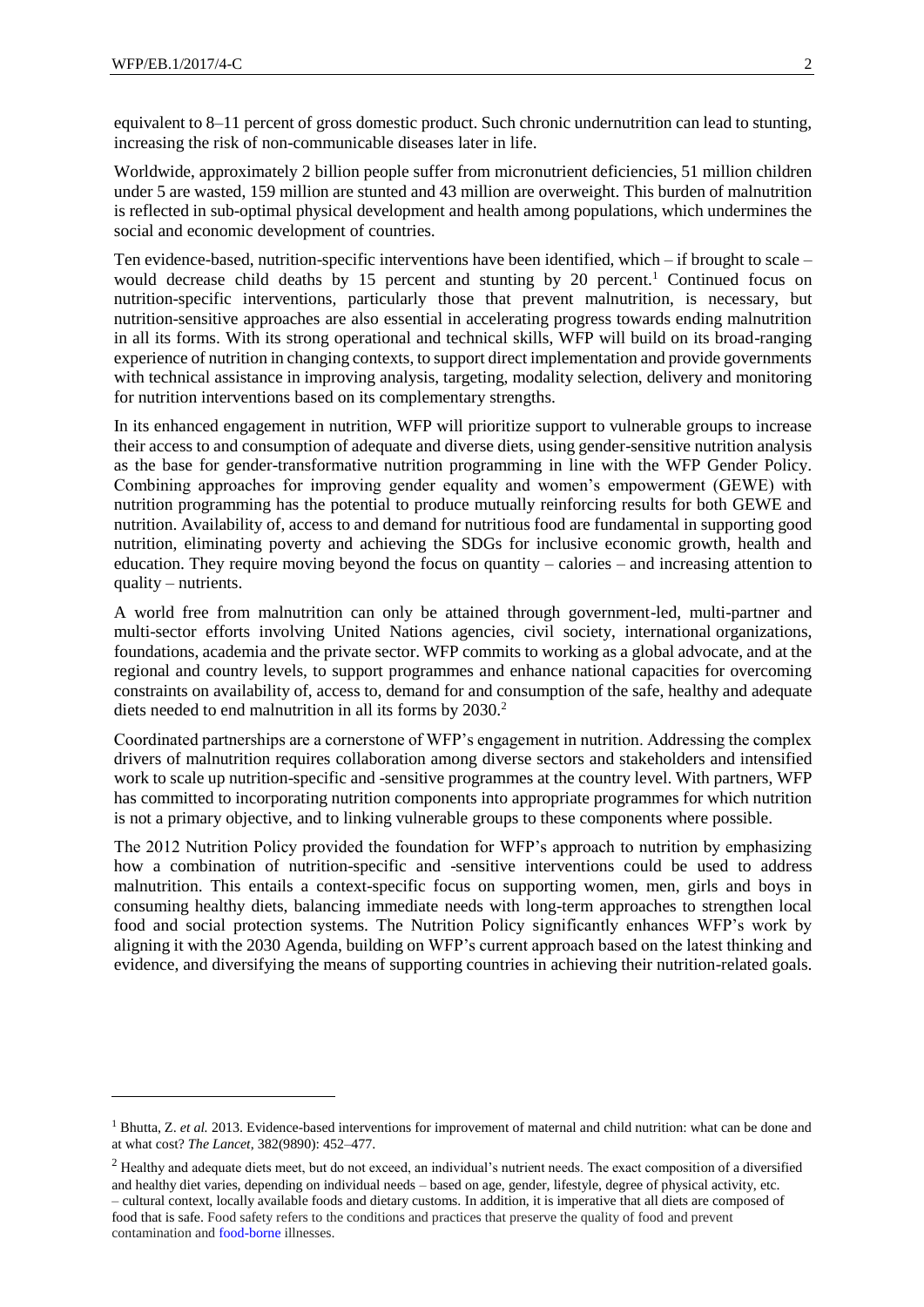equivalent to 8–11 percent of gross domestic product. Such chronic undernutrition can lead to stunting, increasing the risk of non-communicable diseases later in life.

Worldwide, approximately 2 billion people suffer from micronutrient deficiencies, 51 million children under 5 are wasted, 159 million are stunted and 43 million are overweight. This burden of malnutrition is reflected in sub-optimal physical development and health among populations, which undermines the social and economic development of countries.

Ten evidence-based, nutrition-specific interventions have been identified, which – if brought to scale – would decrease child deaths by 15 percent and stunting by 20 percent.[1] Continued focus on nutrition-specific interventions, particularly those that prevent malnutrition, is necessary, but nutrition-sensitive approaches are also essential in accelerating progress towards ending malnutrition in all its forms. With its strong operational and technical skills, WFP will build on its broad-ranging experience of nutrition in changing contexts, to support direct implementation and provide governments with technical assistance in improving analysis, targeting, modality selection, delivery and monitoring for nutrition interventions based on its complementary strengths.

In its enhanced engagement in nutrition, WFP will prioritize support to vulnerable groups to increase their access to and consumption of adequate and diverse diets, using gender-sensitive nutrition analysis as the base for gender-transformative nutrition programming in line with the WFP Gender Policy. Combining approaches for improving gender equality and women's empowerment (GEWE) with nutrition programming has the potential to produce mutually reinforcing results for both GEWE and nutrition. Availability of, access to and demand for nutritious food are fundamental in supporting good nutrition, eliminating poverty and achieving the SDGs for inclusive economic growth, health and education. They require moving beyond the focus on quantity – calories – and increasing attention to quality – nutrients.

A world free from malnutrition can only be attained through government-led, multi-partner and multi-sector efforts involving United Nations agencies, civil society, international organizations, foundations, academia and the private sector. WFP commits to working as a global advocate, and at the regional and country levels, to support programmes and enhance national capacities for overcoming constraints on availability of, access to, demand for and consumption of the safe, healthy and adequate diets needed to end malnutrition in all its forms by 2030.[2]

Coordinated partnerships are a cornerstone of WFP's engagement in nutrition. Addressing the complex drivers of malnutrition requires collaboration among diverse sectors and stakeholders and intensified work to scale up nutrition-specific and -sensitive programmes at the country level. With partners, WFP has committed to incorporating nutrition components into appropriate programmes for which nutrition is not a primary objective, and to linking vulnerable groups to these components where possible.

The 2012 Nutrition Policy provided the foundation for WFP's approach to nutrition by emphasizing how a combination of nutrition-specific and -sensitive interventions could be used to address malnutrition. This entails a context-specific focus on supporting women, men, girls and boys in consuming healthy diets, balancing immediate needs with long-term approaches to strengthen local food and social protection systems. The Nutrition Policy significantly enhances WFP's work by aligning it with the 2030 Agenda, building on WFP's current approach based on the latest thinking and evidence, and diversifying the means of supporting countries in achieving their nutrition-related goals.

---

[1] Bhutta, Z. *et al.* 2013. Evidence-based interventions for improvement of maternal and child nutrition: what can be done and at what cost? *The Lancet*, 382(9890): 452–477.

[2] Healthy and adequate diets meet, but do not exceed, an individual's nutrient needs. The exact composition of a diversified and healthy diet varies, depending on individual needs – based on age, gender, lifestyle, degree of physical activity, etc. – cultural context, locally available foods and dietary customs. In addition, it is imperative that all diets are composed of food that is safe. Food safety refers to the conditions and practices that preserve the quality of food and prevent contamination and food-borne illnesses.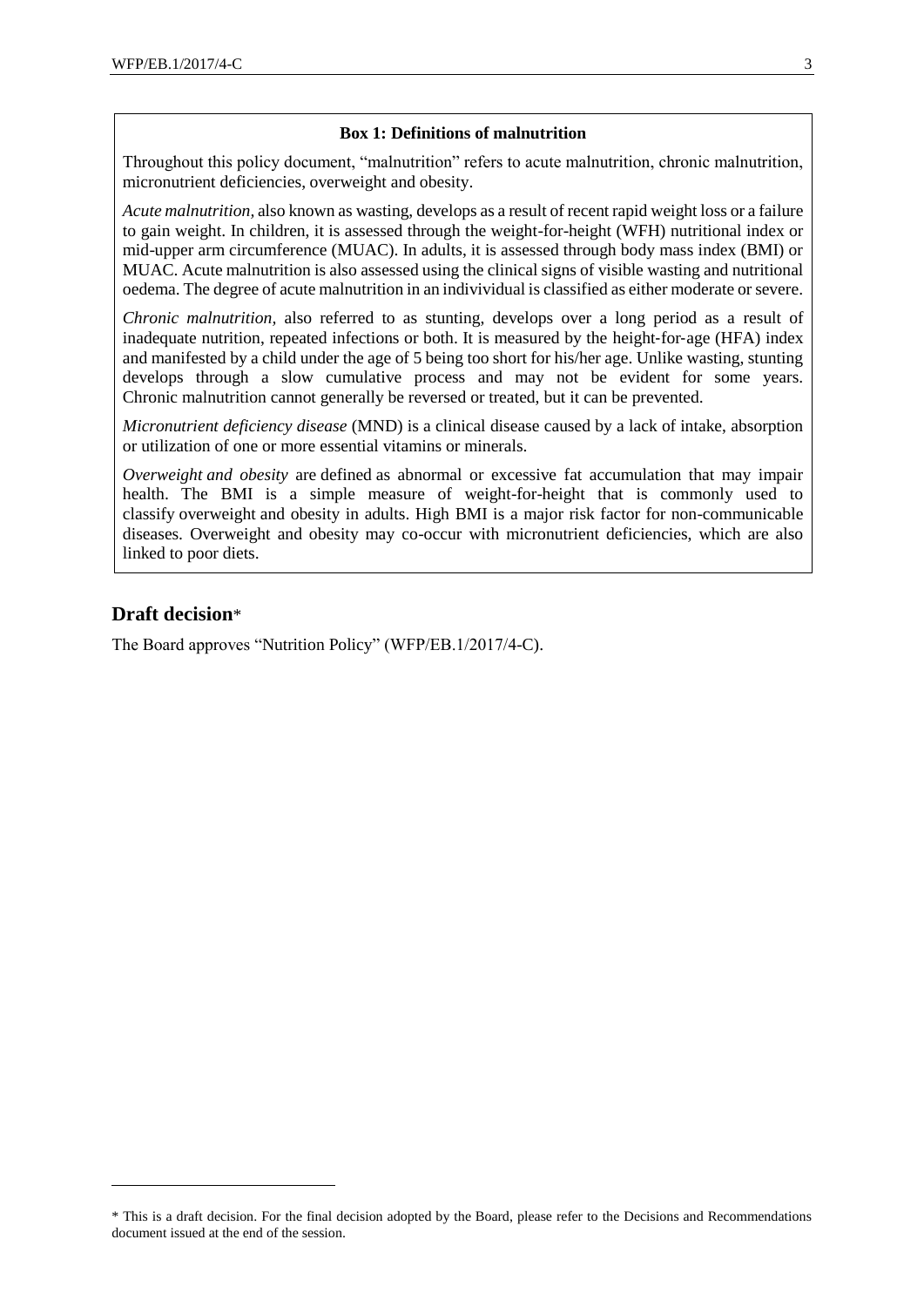**Box 1: Definitions of malnutrition**

Throughout this policy document, "malnutrition" refers to acute malnutrition, chronic malnutrition, micronutrient deficiencies, overweight and obesity.

*Acute malnutrition,* also known as wasting, develops as a result of recent rapid weight loss or a failure to gain weight. In children, it is assessed through the weight-for-height (WFH) nutritional index or mid-upper arm circumference (MUAC). In adults, it is assessed through body mass index (BMI) or MUAC. Acute malnutrition is also assessed using the clinical signs of visible wasting and nutritional oedema. The degree of acute malnutrition in an indivividual is classified as either moderate or severe.

*Chronic malnutrition,* also referred to as stunting, develops over a long period as a result of inadequate nutrition, repeated infections or both. It is measured by the height-for-age (HFA) index and manifested by a child under the age of 5 being too short for his/her age. Unlike wasting, stunting develops through a slow cumulative process and may not be evident for some years. Chronic malnutrition cannot generally be reversed or treated, but it can be prevented.

*Micronutrient deficiency disease* (MND) is a clinical disease caused by a lack of intake, absorption or utilization of one or more essential vitamins or minerals.

*Overweight and obesity* are defined as abnormal or excessive fat accumulation that may impair health. The BMI is a simple measure of weight-for-height that is commonly used to classify overweight and obesity in adults. High BMI is a major risk factor for non-communicable diseases. Overweight and obesity may co-occur with micronutrient deficiencies, which are also linked to poor diets.

## Draft decision*

The Board approves "Nutrition Policy" (WFP/EB.1/2017/4-C).

\* This is a draft decision. For the final decision adopted by the Board, please refer to the Decisions and Recommendations document issued at the end of the session.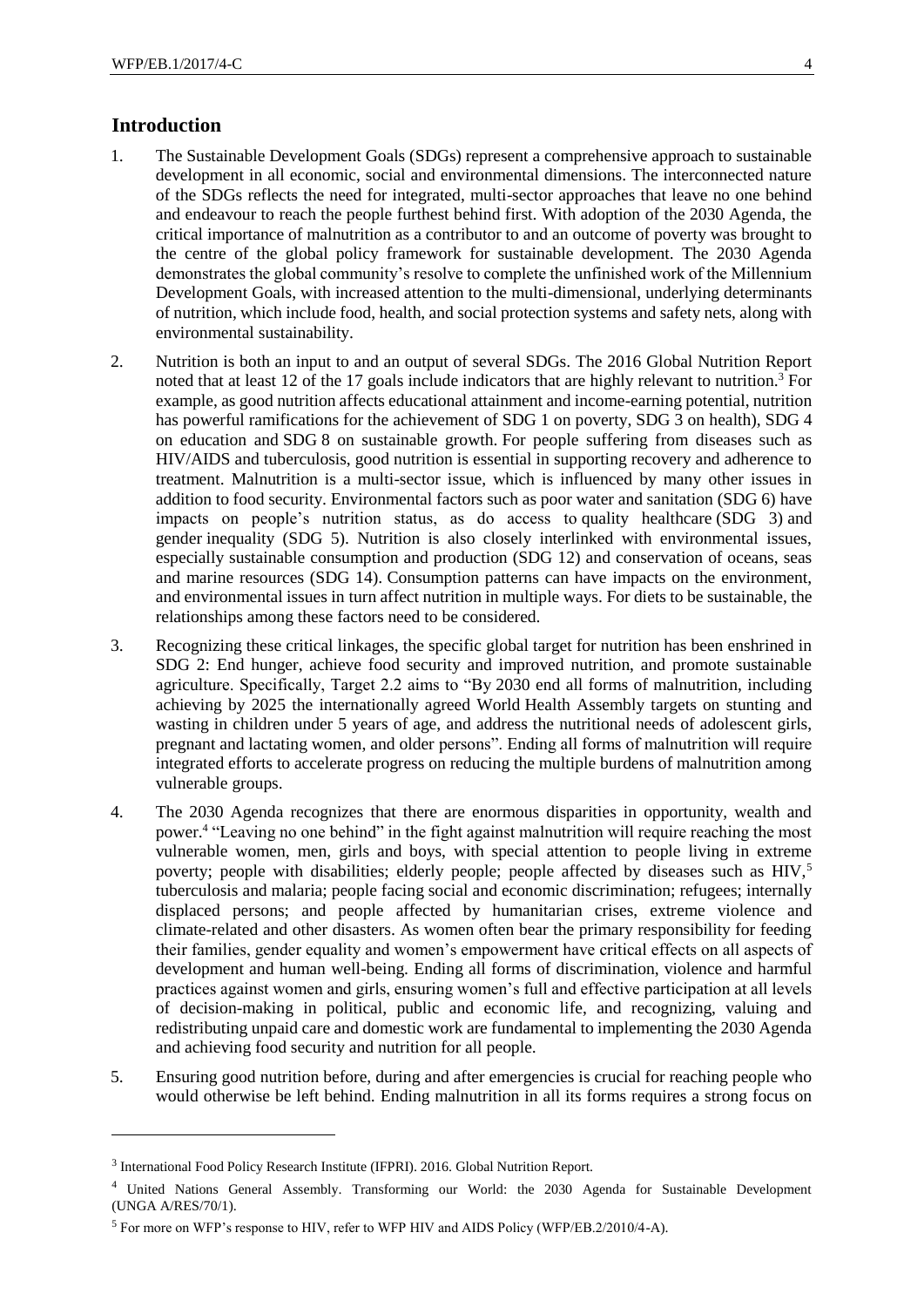## Introduction

1. The Sustainable Development Goals (SDGs) represent a comprehensive approach to sustainable development in all economic, social and environmental dimensions. The interconnected nature of the SDGs reflects the need for integrated, multi-sector approaches that leave no one behind and endeavour to reach the people furthest behind first. With adoption of the 2030 Agenda, the critical importance of malnutrition as a contributor to and an outcome of poverty was brought to the centre of the global policy framework for sustainable development. The 2030 Agenda demonstrates the global community's resolve to complete the unfinished work of the Millennium Development Goals, with increased attention to the multi-dimensional, underlying determinants of nutrition, which include food, health, and social protection systems and safety nets, along with environmental sustainability.

2. Nutrition is both an input to and an output of several SDGs. The 2016 Global Nutrition Report noted that at least 12 of the 17 goals include indicators that are highly relevant to nutrition.[3] For example, as good nutrition affects educational attainment and income-earning potential, nutrition has powerful ramifications for the achievement of SDG 1 on poverty, SDG 3 on health), SDG 4 on education and SDG 8 on sustainable growth. For people suffering from diseases such as HIV/AIDS and tuberculosis, good nutrition is essential in supporting recovery and adherence to treatment. Malnutrition is a multi-sector issue, which is influenced by many other issues in addition to food security. Environmental factors such as poor water and sanitation (SDG 6) have impacts on people's nutrition status, as do access to quality healthcare (SDG 3) and gender inequality (SDG 5). Nutrition is also closely interlinked with environmental issues, especially sustainable consumption and production (SDG 12) and conservation of oceans, seas and marine resources (SDG 14). Consumption patterns can have impacts on the environment, and environmental issues in turn affect nutrition in multiple ways. For diets to be sustainable, the relationships among these factors need to be considered.

3. Recognizing these critical linkages, the specific global target for nutrition has been enshrined in SDG 2: End hunger, achieve food security and improved nutrition, and promote sustainable agriculture. Specifically, Target 2.2 aims to "By 2030 end all forms of malnutrition, including achieving by 2025 the internationally agreed World Health Assembly targets on stunting and wasting in children under 5 years of age, and address the nutritional needs of adolescent girls, pregnant and lactating women, and older persons". Ending all forms of malnutrition will require integrated efforts to accelerate progress on reducing the multiple burdens of malnutrition among vulnerable groups.

4. The 2030 Agenda recognizes that there are enormous disparities in opportunity, wealth and power.[4] "Leaving no one behind" in the fight against malnutrition will require reaching the most vulnerable women, men, girls and boys, with special attention to people living in extreme poverty; people with disabilities; elderly people; people affected by diseases such as HIV,[5] tuberculosis and malaria; people facing social and economic discrimination; refugees; internally displaced persons; and people affected by humanitarian crises, extreme violence and climate-related and other disasters. As women often bear the primary responsibility for feeding their families, gender equality and women's empowerment have critical effects on all aspects of development and human well-being. Ending all forms of discrimination, violence and harmful practices against women and girls, ensuring women's full and effective participation at all levels of decision-making in political, public and economic life, and recognizing, valuing and redistributing unpaid care and domestic work are fundamental to implementing the 2030 Agenda and achieving food security and nutrition for all people.

5. Ensuring good nutrition before, during and after emergencies is crucial for reaching people who would otherwise be left behind. Ending malnutrition in all its forms requires a strong focus on

---

[3] International Food Policy Research Institute (IFPRI). 2016. Global Nutrition Report.

[4] United Nations General Assembly. Transforming our World: the 2030 Agenda for Sustainable Development (UNGA A/RES/70/1).

[5] For more on WFP's response to HIV, refer to WFP HIV and AIDS Policy (WFP/EB.2/2010/4-A).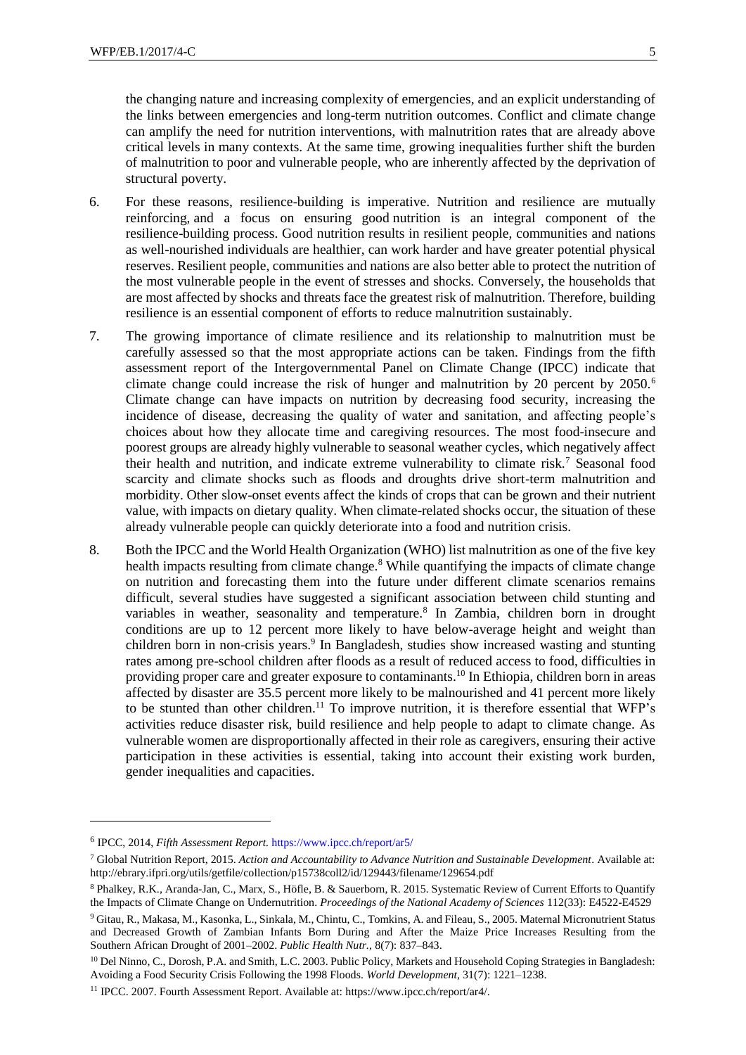the changing nature and increasing complexity of emergencies, and an explicit understanding of the links between emergencies and long-term nutrition outcomes. Conflict and climate change can amplify the need for nutrition interventions, with malnutrition rates that are already above critical levels in many contexts. At the same time, growing inequalities further shift the burden of malnutrition to poor and vulnerable people, who are inherently affected by the deprivation of structural poverty.

6. For these reasons, resilience-building is imperative. Nutrition and resilience are mutually reinforcing, and a focus on ensuring good nutrition is an integral component of the resilience-building process. Good nutrition results in resilient people, communities and nations as well-nourished individuals are healthier, can work harder and have greater potential physical reserves. Resilient people, communities and nations are also better able to protect the nutrition of the most vulnerable people in the event of stresses and shocks. Conversely, the households that are most affected by shocks and threats face the greatest risk of malnutrition. Therefore, building resilience is an essential component of efforts to reduce malnutrition sustainably.

7. The growing importance of climate resilience and its relationship to malnutrition must be carefully assessed so that the most appropriate actions can be taken. Findings from the fifth assessment report of the Intergovernmental Panel on Climate Change (IPCC) indicate that climate change could increase the risk of hunger and malnutrition by 20 percent by 2050.[6] Climate change can have impacts on nutrition by decreasing food security, increasing the incidence of disease, decreasing the quality of water and sanitation, and affecting people's choices about how they allocate time and caregiving resources. The most food-insecure and poorest groups are already highly vulnerable to seasonal weather cycles, which negatively affect their health and nutrition, and indicate extreme vulnerability to climate risk.[7] Seasonal food scarcity and climate shocks such as floods and droughts drive short-term malnutrition and morbidity. Other slow-onset events affect the kinds of crops that can be grown and their nutrient value, with impacts on dietary quality. When climate-related shocks occur, the situation of these already vulnerable people can quickly deteriorate into a food and nutrition crisis.

8. Both the IPCC and the World Health Organization (WHO) list malnutrition as one of the five key health impacts resulting from climate change.[8] While quantifying the impacts of climate change on nutrition and forecasting them into the future under different climate scenarios remains difficult, several studies have suggested a significant association between child stunting and variables in weather, seasonality and temperature.[8] In Zambia, children born in drought conditions are up to 12 percent more likely to have below-average height and weight than children born in non-crisis years.[9] In Bangladesh, studies show increased wasting and stunting rates among pre-school children after floods as a result of reduced access to food, difficulties in providing proper care and greater exposure to contaminants.[10] In Ethiopia, children born in areas affected by disaster are 35.5 percent more likely to be malnourished and 41 percent more likely to be stunted than other children.[11] To improve nutrition, it is therefore essential that WFP's activities reduce disaster risk, build resilience and help people to adapt to climate change. As vulnerable women are disproportionally affected in their role as caregivers, ensuring their active participation in these activities is essential, taking into account their existing work burden, gender inequalities and capacities.

---

[6] IPCC, 2014, *Fifth Assessment Report.* https://www.ipcc.ch/report/ar5/

[7] Global Nutrition Report, 2015. *Action and Accountability to Advance Nutrition and Sustainable Development*. Available at: http://ebrary.ifpri.org/utils/getfile/collection/p15738coll2/id/129443/filename/129654.pdf

[8] Phalkey, R.K., Aranda-Jan, C., Marx, S., Höfle, B. & Sauerborn, R. 2015. Systematic Review of Current Efforts to Quantify the Impacts of Climate Change on Undernutrition. *Proceedings of the National Academy of Sciences* 112(33): E4522-E4529

[9] Gitau, R., Makasa, M., Kasonka, L., Sinkala, M., Chintu, C., Tomkins, A. and Fileau, S., 2005. Maternal Micronutrient Status and Decreased Growth of Zambian Infants Born During and After the Maize Price Increases Resulting from the Southern African Drought of 2001–2002. *Public Health Nutr.,* 8(7): 837–843.

[10] Del Ninno, C., Dorosh, P.A. and Smith, L.C. 2003. Public Policy, Markets and Household Coping Strategies in Bangladesh: Avoiding a Food Security Crisis Following the 1998 Floods. *World Development*, 31(7): 1221–1238.

[11] IPCC. 2007. Fourth Assessment Report. Available at: https://www.ipcc.ch/report/ar4/.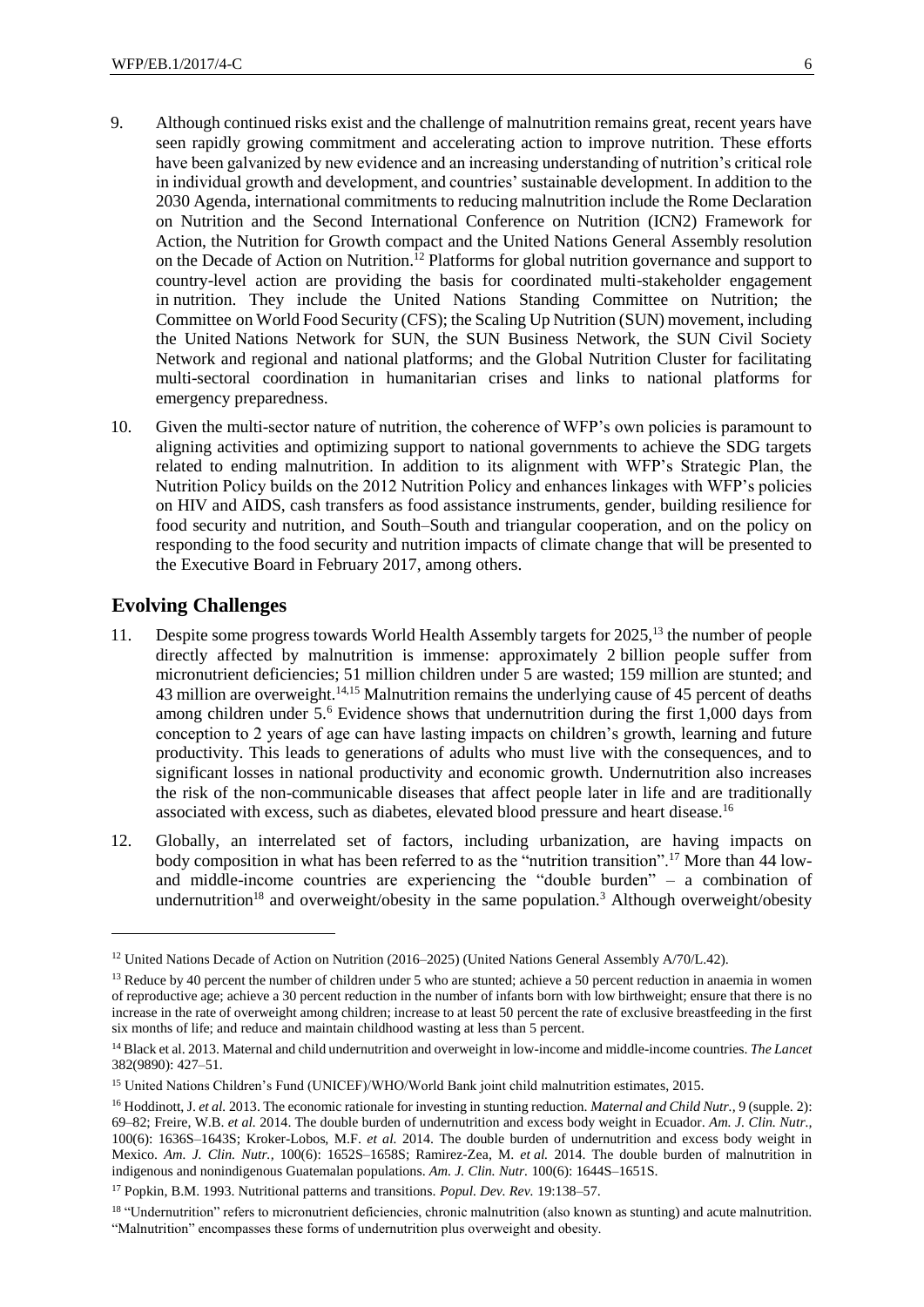9. Although continued risks exist and the challenge of malnutrition remains great, recent years have seen rapidly growing commitment and accelerating action to improve nutrition. These efforts have been galvanized by new evidence and an increasing understanding of nutrition's critical role in individual growth and development, and countries' sustainable development. In addition to the 2030 Agenda, international commitments to reducing malnutrition include the Rome Declaration on Nutrition and the Second International Conference on Nutrition (ICN2) Framework for Action, the Nutrition for Growth compact and the United Nations General Assembly resolution on the Decade of Action on Nutrition.[12] Platforms for global nutrition governance and support to country-level action are providing the basis for coordinated multi-stakeholder engagement in nutrition. They include the United Nations Standing Committee on Nutrition; the Committee on World Food Security (CFS); the Scaling Up Nutrition (SUN) movement, including the United Nations Network for SUN, the SUN Business Network, the SUN Civil Society Network and regional and national platforms; and the Global Nutrition Cluster for facilitating multi-sectoral coordination in humanitarian crises and links to national platforms for emergency preparedness.

10. Given the multi-sector nature of nutrition, the coherence of WFP's own policies is paramount to aligning activities and optimizing support to national governments to achieve the SDG targets related to ending malnutrition. In addition to its alignment with WFP's Strategic Plan, the Nutrition Policy builds on the 2012 Nutrition Policy and enhances linkages with WFP's policies on HIV and AIDS, cash transfers as food assistance instruments, gender, building resilience for food security and nutrition, and South–South and triangular cooperation, and on the policy on responding to the food security and nutrition impacts of climate change that will be presented to the Executive Board in February 2017, among others.

## Evolving Challenges

11. Despite some progress towards World Health Assembly targets for 2025,[13] the number of people directly affected by malnutrition is immense: approximately 2 billion people suffer from micronutrient deficiencies; 51 million children under 5 are wasted; 159 million are stunted; and 43 million are overweight.[14,15] Malnutrition remains the underlying cause of 45 percent of deaths among children under 5.[6] Evidence shows that undernutrition during the first 1,000 days from conception to 2 years of age can have lasting impacts on children's growth, learning and future productivity. This leads to generations of adults who must live with the consequences, and to significant losses in national productivity and economic growth. Undernutrition also increases the risk of the non-communicable diseases that affect people later in life and are traditionally associated with excess, such as diabetes, elevated blood pressure and heart disease.[16]

12. Globally, an interrelated set of factors, including urbanization, are having impacts on body composition in what has been referred to as the "nutrition transition".[17] More than 44 low- and middle-income countries are experiencing the "double burden" – a combination of undernutrition[18] and overweight/obesity in the same population.[3] Although overweight/obesity

---

[12] United Nations Decade of Action on Nutrition (2016–2025) (United Nations General Assembly A/70/L.42).

[13] Reduce by 40 percent the number of children under 5 who are stunted; achieve a 50 percent reduction in anaemia in women of reproductive age; achieve a 30 percent reduction in the number of infants born with low birthweight; ensure that there is no increase in the rate of overweight among children; increase to at least 50 percent the rate of exclusive breastfeeding in the first six months of life; and reduce and maintain childhood wasting at less than 5 percent.

[14] Black et al. 2013. Maternal and child undernutrition and overweight in low-income and middle-income countries. *The Lancet* 382(9890): 427–51.

[15] United Nations Children's Fund (UNICEF)/WHO/World Bank joint child malnutrition estimates, 2015.

[16] Hoddinott, J. *et al.* 2013. The economic rationale for investing in stunting reduction. *Maternal and Child Nutr.*, 9 (supple. 2): 69–82; Freire, W.B. *et al.* 2014. The double burden of undernutrition and excess body weight in Ecuador. *Am. J. Clin. Nutr.*, 100(6): 1636S–1643S; Kroker-Lobos, M.F. *et al.* 2014. The double burden of undernutrition and excess body weight in Mexico. *Am. J. Clin. Nutr.*, 100(6): 1652S–1658S; Ramirez-Zea, M. *et al.* 2014. The double burden of malnutrition in indigenous and nonindigenous Guatemalan populations. *Am. J. Clin. Nutr.* 100(6): 1644S–1651S.

[17] Popkin, B.M. 1993. Nutritional patterns and transitions. *Popul. Dev. Rev.* 19:138–57.

[18] "Undernutrition" refers to micronutrient deficiencies, chronic malnutrition (also known as stunting) and acute malnutrition. "Malnutrition" encompasses these forms of undernutrition plus overweight and obesity.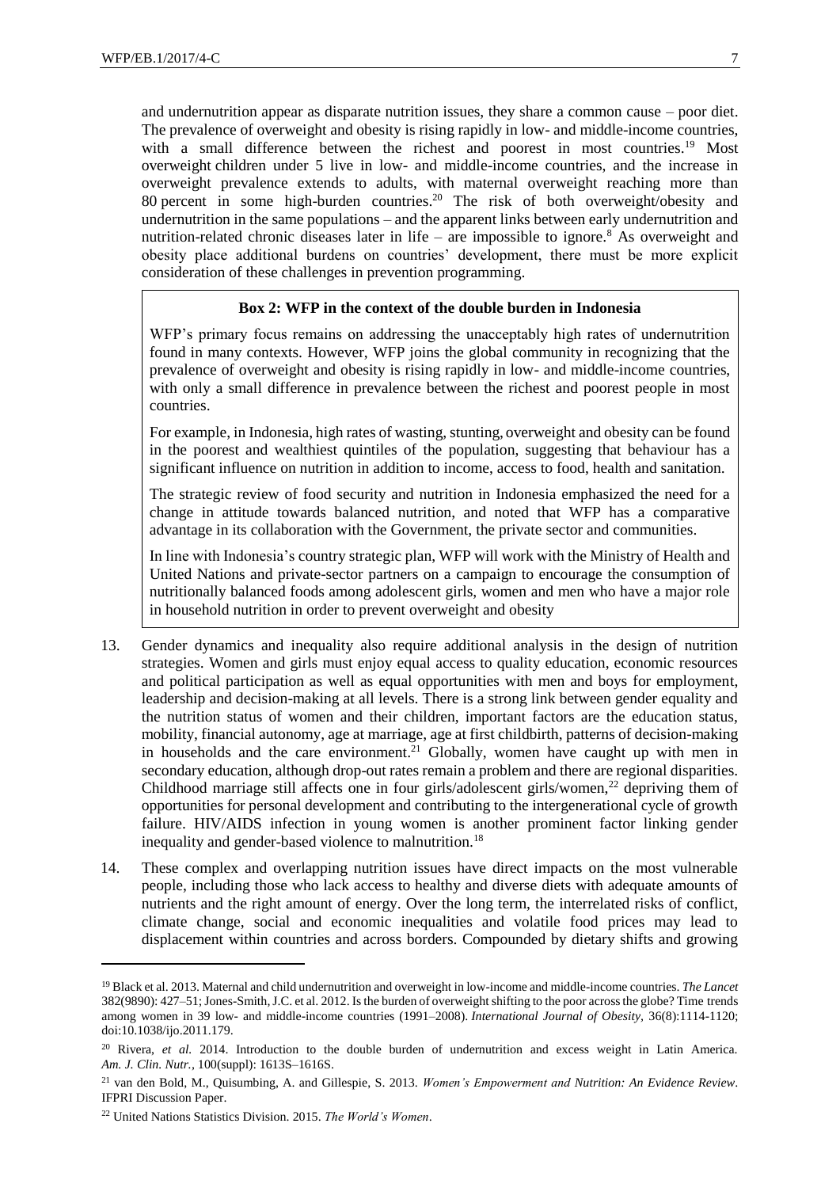and undernutrition appear as disparate nutrition issues, they share a common cause – poor diet. The prevalence of overweight and obesity is rising rapidly in low- and middle-income countries, with a small difference between the richest and poorest in most countries.[19] Most overweight children under 5 live in low- and middle-income countries, and the increase in overweight prevalence extends to adults, with maternal overweight reaching more than 80 percent in some high-burden countries.[20] The risk of both overweight/obesity and undernutrition in the same populations – and the apparent links between early undernutrition and nutrition-related chronic diseases later in life – are impossible to ignore.[8] As overweight and obesity place additional burdens on countries' development, there must be more explicit consideration of these challenges in prevention programming.

> **Box 2: WFP in the context of the double burden in Indonesia**
>
> WFP's primary focus remains on addressing the unacceptably high rates of undernutrition found in many contexts. However, WFP joins the global community in recognizing that the prevalence of overweight and obesity is rising rapidly in low- and middle-income countries, with only a small difference in prevalence between the richest and poorest people in most countries.
>
> For example, in Indonesia, high rates of wasting, stunting, overweight and obesity can be found in the poorest and wealthiest quintiles of the population, suggesting that behaviour has a significant influence on nutrition in addition to income, access to food, health and sanitation.
>
> The strategic review of food security and nutrition in Indonesia emphasized the need for a change in attitude towards balanced nutrition, and noted that WFP has a comparative advantage in its collaboration with the Government, the private sector and communities.
>
> In line with Indonesia's country strategic plan, WFP will work with the Ministry of Health and United Nations and private-sector partners on a campaign to encourage the consumption of nutritionally balanced foods among adolescent girls, women and men who have a major role in household nutrition in order to prevent overweight and obesity

13. Gender dynamics and inequality also require additional analysis in the design of nutrition strategies. Women and girls must enjoy equal access to quality education, economic resources and political participation as well as equal opportunities with men and boys for employment, leadership and decision-making at all levels. There is a strong link between gender equality and the nutrition status of women and their children, important factors are the education status, mobility, financial autonomy, age at marriage, age at first childbirth, patterns of decision-making in households and the care environment.[21] Globally, women have caught up with men in secondary education, although drop-out rates remain a problem and there are regional disparities. Childhood marriage still affects one in four girls/adolescent girls/women,[22] depriving them of opportunities for personal development and contributing to the intergenerational cycle of growth failure. HIV/AIDS infection in young women is another prominent factor linking gender inequality and gender-based violence to malnutrition.[18]

14. These complex and overlapping nutrition issues have direct impacts on the most vulnerable people, including those who lack access to healthy and diverse diets with adequate amounts of nutrients and the right amount of energy. Over the long term, the interrelated risks of conflict, climate change, social and economic inequalities and volatile food prices may lead to displacement within countries and across borders. Compounded by dietary shifts and growing

---

[19] Black et al. 2013. Maternal and child undernutrition and overweight in low-income and middle-income countries. *The Lancet* 382(9890): 427–51; Jones-Smith, J.C. et al. 2012. Is the burden of overweight shifting to the poor across the globe? Time trends among women in 39 low- and middle-income countries (1991–2008). *International Journal of Obesity*, 36(8):1114-1120; doi:10.1038/ijo.2011.179.

[20] Rivera, *et al.* 2014. Introduction to the double burden of undernutrition and excess weight in Latin America. *Am. J. Clin. Nutr.*, 100(suppl): 1613S–1616S.

[21] van den Bold, M., Quisumbing, A. and Gillespie, S. 2013. *Women's Empowerment and Nutrition: An Evidence Review*. IFPRI Discussion Paper.

[22] United Nations Statistics Division. 2015. *The World's Women*.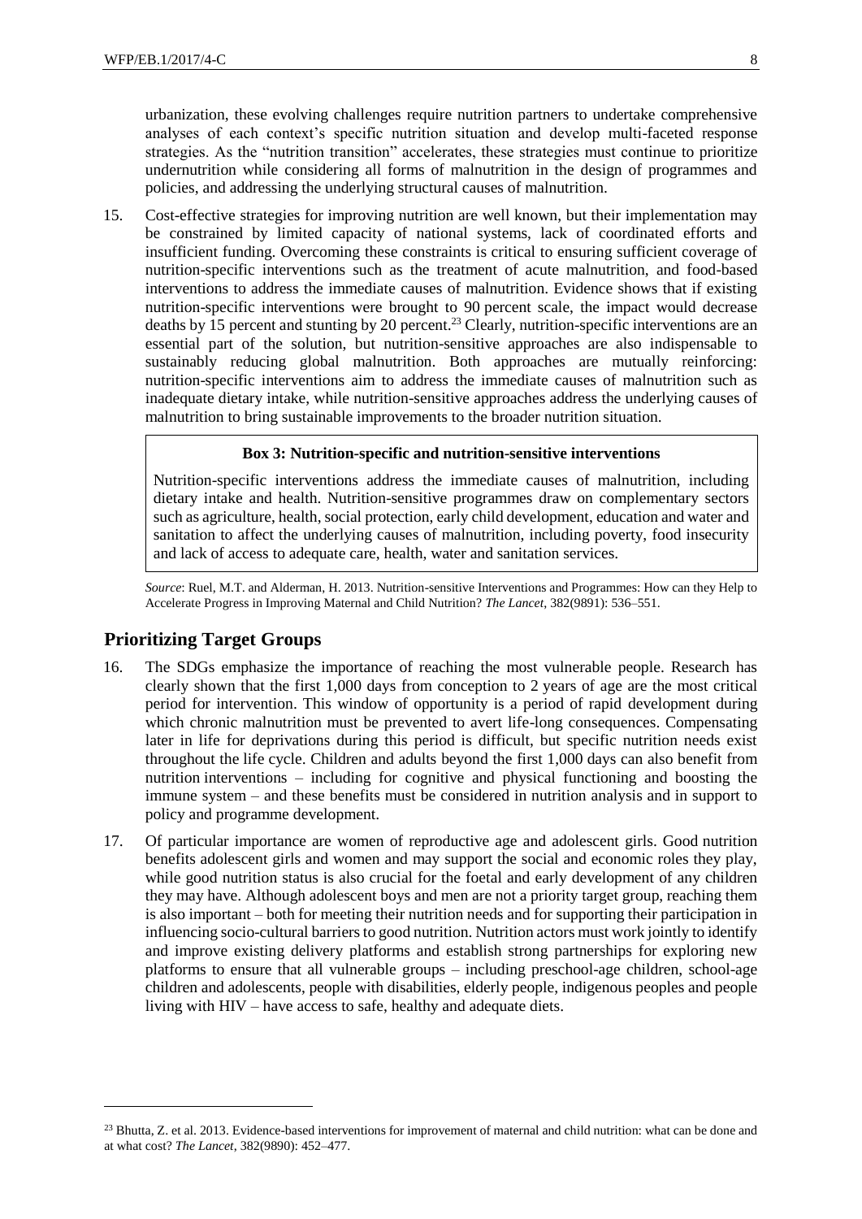urbanization, these evolving challenges require nutrition partners to undertake comprehensive analyses of each context's specific nutrition situation and develop multi-faceted response strategies. As the "nutrition transition" accelerates, these strategies must continue to prioritize undernutrition while considering all forms of malnutrition in the design of programmes and policies, and addressing the underlying structural causes of malnutrition.

15. Cost-effective strategies for improving nutrition are well known, but their implementation may be constrained by limited capacity of national systems, lack of coordinated efforts and insufficient funding. Overcoming these constraints is critical to ensuring sufficient coverage of nutrition-specific interventions such as the treatment of acute malnutrition, and food-based interventions to address the immediate causes of malnutrition. Evidence shows that if existing nutrition-specific interventions were brought to 90 percent scale, the impact would decrease deaths by 15 percent and stunting by 20 percent.[23] Clearly, nutrition-specific interventions are an essential part of the solution, but nutrition-sensitive approaches are also indispensable to sustainably reducing global malnutrition. Both approaches are mutually reinforcing: nutrition-specific interventions aim to address the immediate causes of malnutrition such as inadequate dietary intake, while nutrition-sensitive approaches address the underlying causes of malnutrition to bring sustainable improvements to the broader nutrition situation.

> **Box 3: Nutrition-specific and nutrition-sensitive interventions**
>
> Nutrition-specific interventions address the immediate causes of malnutrition, including dietary intake and health. Nutrition-sensitive programmes draw on complementary sectors such as agriculture, health, social protection, early child development, education and water and sanitation to affect the underlying causes of malnutrition, including poverty, food insecurity and lack of access to adequate care, health, water and sanitation services.

*Source*: Ruel, M.T. and Alderman, H. 2013. Nutrition-sensitive Interventions and Programmes: How can they Help to Accelerate Progress in Improving Maternal and Child Nutrition? *The Lancet*, 382(9891): 536–551.

## Prioritizing Target Groups

16. The SDGs emphasize the importance of reaching the most vulnerable people. Research has clearly shown that the first 1,000 days from conception to 2 years of age are the most critical period for intervention. This window of opportunity is a period of rapid development during which chronic malnutrition must be prevented to avert life-long consequences. Compensating later in life for deprivations during this period is difficult, but specific nutrition needs exist throughout the life cycle. Children and adults beyond the first 1,000 days can also benefit from nutrition interventions – including for cognitive and physical functioning and boosting the immune system – and these benefits must be considered in nutrition analysis and in support to policy and programme development.

17. Of particular importance are women of reproductive age and adolescent girls. Good nutrition benefits adolescent girls and women and may support the social and economic roles they play, while good nutrition status is also crucial for the foetal and early development of any children they may have. Although adolescent boys and men are not a priority target group, reaching them is also important – both for meeting their nutrition needs and for supporting their participation in influencing socio-cultural barriers to good nutrition. Nutrition actors must work jointly to identify and improve existing delivery platforms and establish strong partnerships for exploring new platforms to ensure that all vulnerable groups – including preschool-age children, school-age children and adolescents, people with disabilities, elderly people, indigenous peoples and people living with HIV – have access to safe, healthy and adequate diets.

---

[23] Bhutta, Z. et al. 2013. Evidence-based interventions for improvement of maternal and child nutrition: what can be done and at what cost? *The Lancet*, 382(9890): 452–477.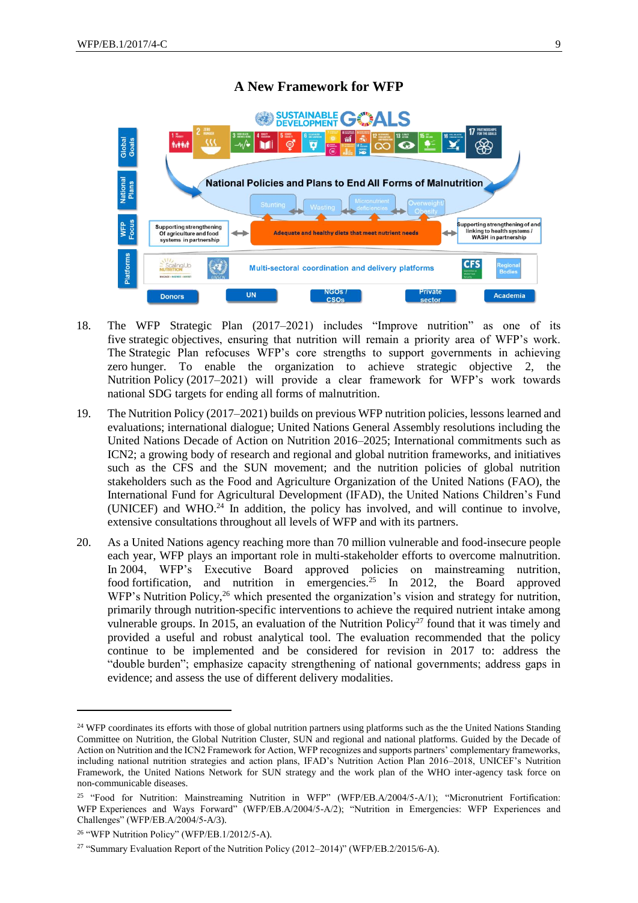**A New Framework for WFP**

18. The WFP Strategic Plan (2017–2021) includes "Improve nutrition" as one of its five strategic objectives, ensuring that nutrition will remain a priority area of WFP's work. The Strategic Plan refocuses WFP's core strengths to support governments in achieving zero hunger. To enable the organization to achieve strategic objective 2, the Nutrition Policy (2017–2021) will provide a clear framework for WFP's work towards national SDG targets for ending all forms of malnutrition.

19. The Nutrition Policy (2017–2021) builds on previous WFP nutrition policies, lessons learned and evaluations; international dialogue; United Nations General Assembly resolutions including the United Nations Decade of Action on Nutrition 2016–2025; International commitments such as ICN2; a growing body of research and regional and global nutrition frameworks, and initiatives such as the CFS and the SUN movement; and the nutrition policies of global nutrition stakeholders such as the Food and Agriculture Organization of the United Nations (FAO), the International Fund for Agricultural Development (IFAD), the United Nations Children's Fund (UNICEF) and WHO.[24] In addition, the policy has involved, and will continue to involve, extensive consultations throughout all levels of WFP and with its partners.

20. As a United Nations agency reaching more than 70 million vulnerable and food-insecure people each year, WFP plays an important role in multi-stakeholder efforts to overcome malnutrition. In 2004, WFP's Executive Board approved policies on mainstreaming nutrition, food fortification, and nutrition in emergencies.[25] In 2012, the Board approved WFP's Nutrition Policy,[26] which presented the organization's vision and strategy for nutrition, primarily through nutrition-specific interventions to achieve the required nutrient intake among vulnerable groups. In 2015, an evaluation of the Nutrition Policy[27] found that it was timely and provided a useful and robust analytical tool. The evaluation recommended that the policy continue to be implemented and be considered for revision in 2017 to: address the "double burden"; emphasize capacity strengthening of national governments; address gaps in evidence; and assess the use of different delivery modalities.

---

[24] WFP coordinates its efforts with those of global nutrition partners using platforms such as the the United Nations Standing Committee on Nutrition, the Global Nutrition Cluster, SUN and regional and national platforms. Guided by the Decade of Action on Nutrition and the ICN2 Framework for Action, WFP recognizes and supports partners' complementary frameworks, including national nutrition strategies and action plans, IFAD's Nutrition Action Plan 2016–2018, UNICEF's Nutrition Framework, the United Nations Network for SUN strategy and the work plan of the WHO inter-agency task force on non-communicable diseases.

[25] "Food for Nutrition: Mainstreaming Nutrition in WFP" (WFP/EB.A/2004/5-A/1); "Micronutrient Fortification: WFP Experiences and Ways Forward" (WFP/EB.A/2004/5-A/2); "Nutrition in Emergencies: WFP Experiences and Challenges" (WFP/EB.A/2004/5-A/3).

[26] "WFP Nutrition Policy" (WFP/EB.1/2012/5-A).

[27] "Summary Evaluation Report of the Nutrition Policy (2012–2014)" (WFP/EB.2/2015/6-A).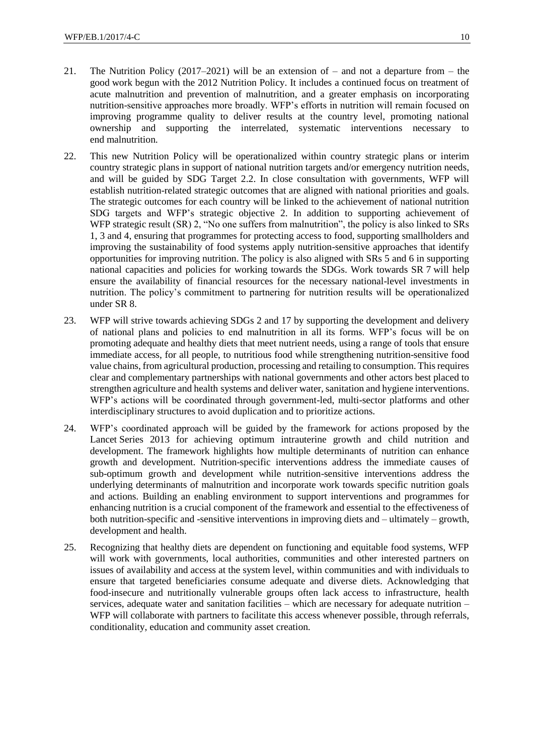21. The Nutrition Policy (2017–2021) will be an extension of – and not a departure from – the good work begun with the 2012 Nutrition Policy. It includes a continued focus on treatment of acute malnutrition and prevention of malnutrition, and a greater emphasis on incorporating nutrition-sensitive approaches more broadly. WFP's efforts in nutrition will remain focused on improving programme quality to deliver results at the country level, promoting national ownership and supporting the interrelated, systematic interventions necessary to end malnutrition.

22. This new Nutrition Policy will be operationalized within country strategic plans or interim country strategic plans in support of national nutrition targets and/or emergency nutrition needs, and will be guided by SDG Target 2.2. In close consultation with governments, WFP will establish nutrition-related strategic outcomes that are aligned with national priorities and goals. The strategic outcomes for each country will be linked to the achievement of national nutrition SDG targets and WFP's strategic objective 2. In addition to supporting achievement of WFP strategic result (SR) 2, "No one suffers from malnutrition", the policy is also linked to SRs 1, 3 and 4, ensuring that programmes for protecting access to food, supporting smallholders and improving the sustainability of food systems apply nutrition-sensitive approaches that identify opportunities for improving nutrition. The policy is also aligned with SRs 5 and 6 in supporting national capacities and policies for working towards the SDGs. Work towards SR 7 will help ensure the availability of financial resources for the necessary national-level investments in nutrition. The policy's commitment to partnering for nutrition results will be operationalized under SR 8.

23. WFP will strive towards achieving SDGs 2 and 17 by supporting the development and delivery of national plans and policies to end malnutrition in all its forms. WFP's focus will be on promoting adequate and healthy diets that meet nutrient needs, using a range of tools that ensure immediate access, for all people, to nutritious food while strengthening nutrition-sensitive food value chains, from agricultural production, processing and retailing to consumption. This requires clear and complementary partnerships with national governments and other actors best placed to strengthen agriculture and health systems and deliver water, sanitation and hygiene interventions. WFP's actions will be coordinated through government-led, multi-sector platforms and other interdisciplinary structures to avoid duplication and to prioritize actions.

24. WFP's coordinated approach will be guided by the framework for actions proposed by the Lancet Series 2013 for achieving optimum intrauterine growth and child nutrition and development. The framework highlights how multiple determinants of nutrition can enhance growth and development. Nutrition-specific interventions address the immediate causes of sub-optimum growth and development while nutrition-sensitive interventions address the underlying determinants of malnutrition and incorporate work towards specific nutrition goals and actions. Building an enabling environment to support interventions and programmes for enhancing nutrition is a crucial component of the framework and essential to the effectiveness of both nutrition-specific and -sensitive interventions in improving diets and – ultimately – growth, development and health.

25. Recognizing that healthy diets are dependent on functioning and equitable food systems, WFP will work with governments, local authorities, communities and other interested partners on issues of availability and access at the system level, within communities and with individuals to ensure that targeted beneficiaries consume adequate and diverse diets. Acknowledging that food-insecure and nutritionally vulnerable groups often lack access to infrastructure, health services, adequate water and sanitation facilities – which are necessary for adequate nutrition – WFP will collaborate with partners to facilitate this access whenever possible, through referrals, conditionality, education and community asset creation.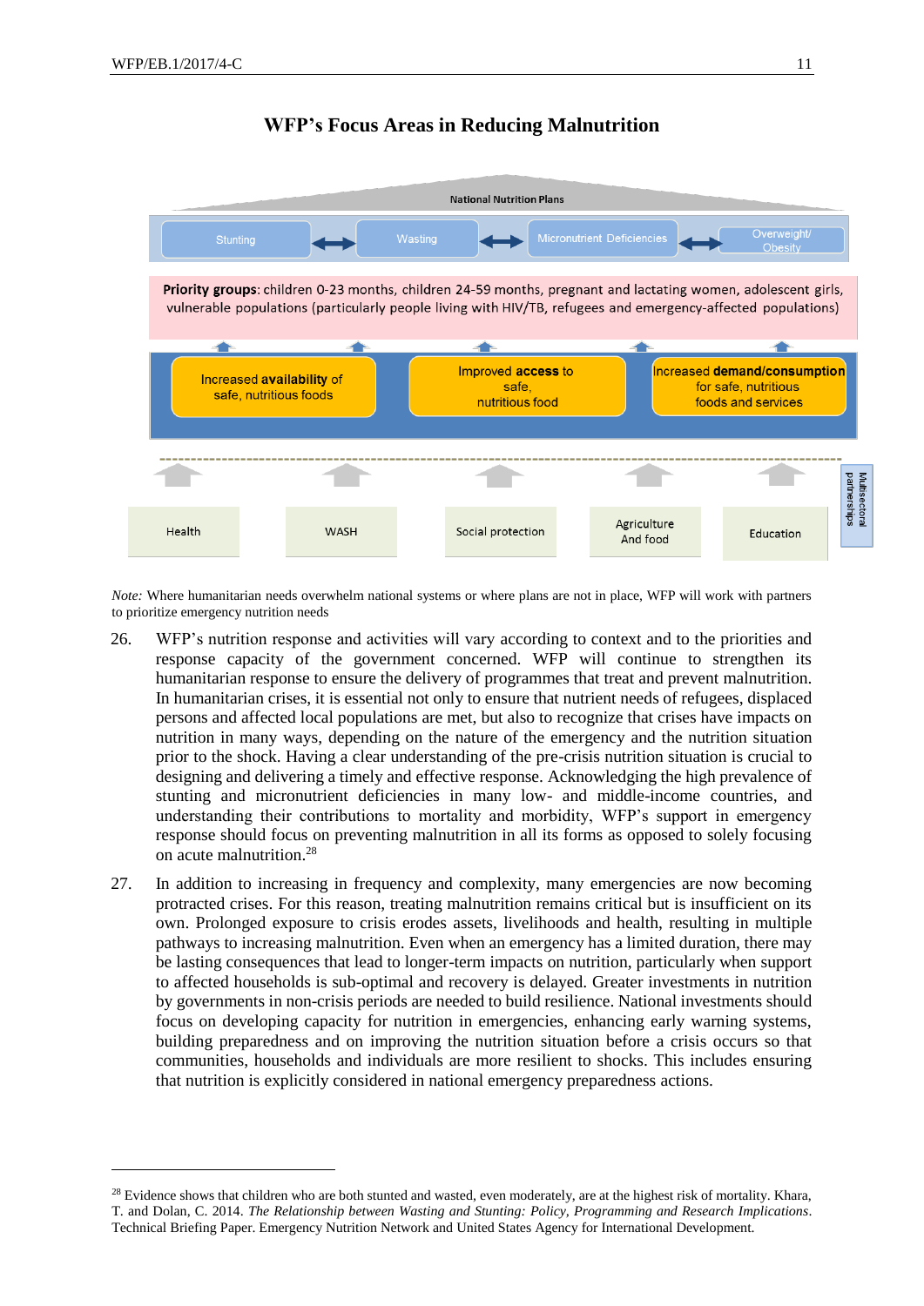**WFP's Focus Areas in Reducing Malnutrition**

National Nutrition Plans

Stunting ↔ Wasting ↔ Micronutrient Deficiencies ↔ Overweight/ Obesity

**Priority groups**: children 0-23 months, children 24-59 months, pregnant and lactating women, adolescent girls, vulnerable populations (particularly people living with HIV/TB, refugees and emergency-affected populations)

Increased **availability** of safe, nutritious foods

Improved **access** to safe, nutritious food

Increased **demand/consumption** for safe, nutritious foods and services

Health | WASH | Social protection | Agriculture And food | Education

Multisectoral partnerships

*Note:* Where humanitarian needs overwhelm national systems or where plans are not in place, WFP will work with partners to prioritize emergency nutrition needs

26. WFP's nutrition response and activities will vary according to context and to the priorities and response capacity of the government concerned. WFP will continue to strengthen its humanitarian response to ensure the delivery of programmes that treat and prevent malnutrition. In humanitarian crises, it is essential not only to ensure that nutrient needs of refugees, displaced persons and affected local populations are met, but also to recognize that crises have impacts on nutrition in many ways, depending on the nature of the emergency and the nutrition situation prior to the shock. Having a clear understanding of the pre-crisis nutrition situation is crucial to designing and delivering a timely and effective response. Acknowledging the high prevalence of stunting and micronutrient deficiencies in many low- and middle-income countries, and understanding their contributions to mortality and morbidity, WFP's support in emergency response should focus on preventing malnutrition in all its forms as opposed to solely focusing on acute malnutrition.[28]

27. In addition to increasing in frequency and complexity, many emergencies are now becoming protracted crises. For this reason, treating malnutrition remains critical but is insufficient on its own. Prolonged exposure to crisis erodes assets, livelihoods and health, resulting in multiple pathways to increasing malnutrition. Even when an emergency has a limited duration, there may be lasting consequences that lead to longer-term impacts on nutrition, particularly when support to affected households is sub-optimal and recovery is delayed. Greater investments in nutrition by governments in non-crisis periods are needed to build resilience. National investments should focus on developing capacity for nutrition in emergencies, enhancing early warning systems, building preparedness and on improving the nutrition situation before a crisis occurs so that communities, households and individuals are more resilient to shocks. This includes ensuring that nutrition is explicitly considered in national emergency preparedness actions.

---

[28] Evidence shows that children who are both stunted and wasted, even moderately, are at the highest risk of mortality. Khara, T. and Dolan, C. 2014. *The Relationship between Wasting and Stunting: Policy, Programming and Research Implications*. Technical Briefing Paper. Emergency Nutrition Network and United States Agency for International Development.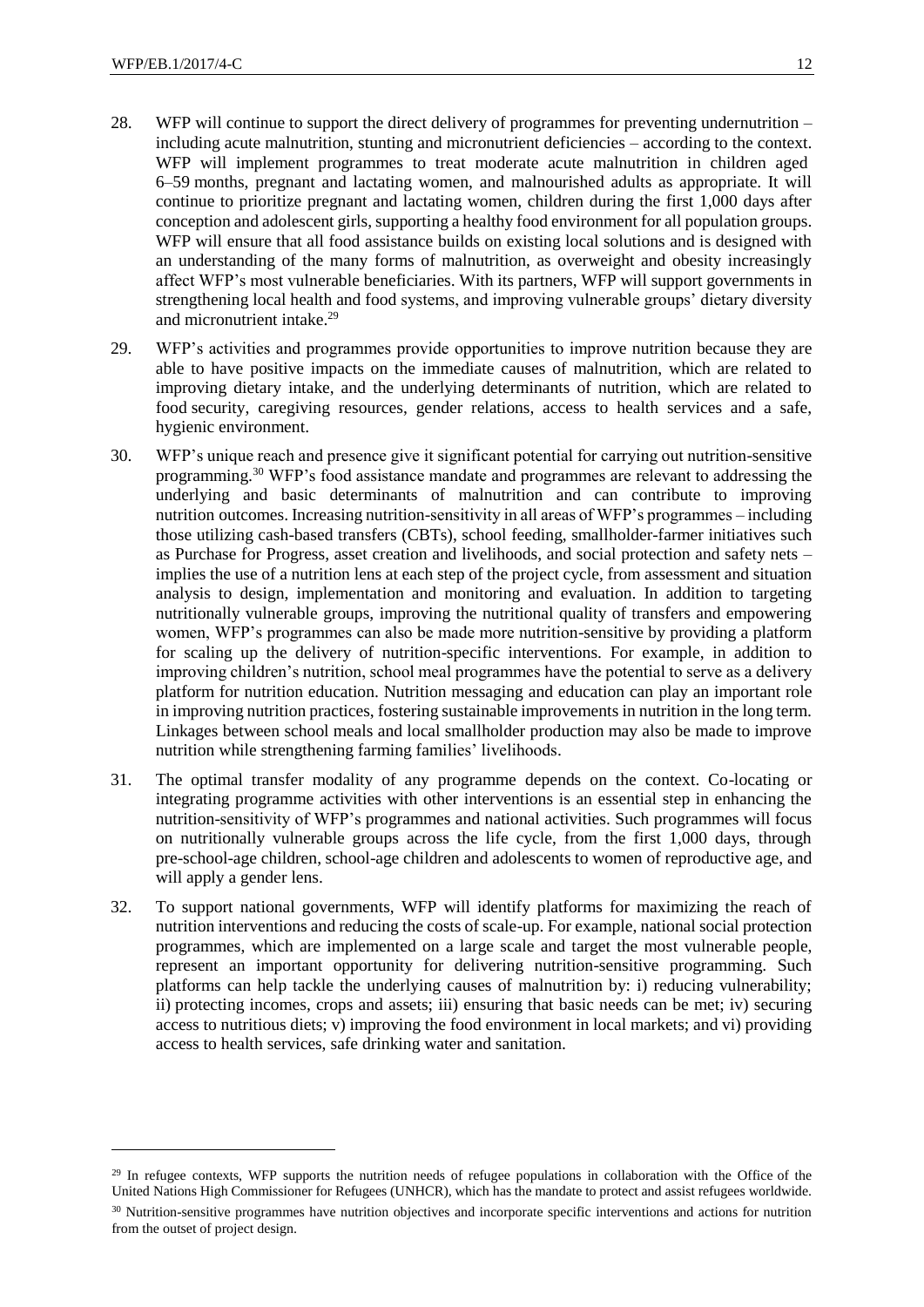28. WFP will continue to support the direct delivery of programmes for preventing undernutrition – including acute malnutrition, stunting and micronutrient deficiencies – according to the context. WFP will implement programmes to treat moderate acute malnutrition in children aged 6–59 months, pregnant and lactating women, and malnourished adults as appropriate. It will continue to prioritize pregnant and lactating women, children during the first 1,000 days after conception and adolescent girls, supporting a healthy food environment for all population groups. WFP will ensure that all food assistance builds on existing local solutions and is designed with an understanding of the many forms of malnutrition, as overweight and obesity increasingly affect WFP's most vulnerable beneficiaries. With its partners, WFP will support governments in strengthening local health and food systems, and improving vulnerable groups' dietary diversity and micronutrient intake.[29]

29. WFP's activities and programmes provide opportunities to improve nutrition because they are able to have positive impacts on the immediate causes of malnutrition, which are related to improving dietary intake, and the underlying determinants of nutrition, which are related to food security, caregiving resources, gender relations, access to health services and a safe, hygienic environment.

30. WFP's unique reach and presence give it significant potential for carrying out nutrition-sensitive programming.[30] WFP's food assistance mandate and programmes are relevant to addressing the underlying and basic determinants of malnutrition and can contribute to improving nutrition outcomes. Increasing nutrition-sensitivity in all areas of WFP's programmes – including those utilizing cash-based transfers (CBTs), school feeding, smallholder-farmer initiatives such as Purchase for Progress, asset creation and livelihoods, and social protection and safety nets – implies the use of a nutrition lens at each step of the project cycle, from assessment and situation analysis to design, implementation and monitoring and evaluation. In addition to targeting nutritionally vulnerable groups, improving the nutritional quality of transfers and empowering women, WFP's programmes can also be made more nutrition-sensitive by providing a platform for scaling up the delivery of nutrition-specific interventions. For example, in addition to improving children's nutrition, school meal programmes have the potential to serve as a delivery platform for nutrition education. Nutrition messaging and education can play an important role in improving nutrition practices, fostering sustainable improvements in nutrition in the long term. Linkages between school meals and local smallholder production may also be made to improve nutrition while strengthening farming families' livelihoods.

31. The optimal transfer modality of any programme depends on the context. Co-locating or integrating programme activities with other interventions is an essential step in enhancing the nutrition-sensitivity of WFP's programmes and national activities. Such programmes will focus on nutritionally vulnerable groups across the life cycle, from the first 1,000 days, through pre-school-age children, school-age children and adolescents to women of reproductive age, and will apply a gender lens.

32. To support national governments, WFP will identify platforms for maximizing the reach of nutrition interventions and reducing the costs of scale-up. For example, national social protection programmes, which are implemented on a large scale and target the most vulnerable people, represent an important opportunity for delivering nutrition-sensitive programming. Such platforms can help tackle the underlying causes of malnutrition by: i) reducing vulnerability; ii) protecting incomes, crops and assets; iii) ensuring that basic needs can be met; iv) securing access to nutritious diets; v) improving the food environment in local markets; and vi) providing access to health services, safe drinking water and sanitation.

---

[29] In refugee contexts, WFP supports the nutrition needs of refugee populations in collaboration with the Office of the United Nations High Commissioner for Refugees (UNHCR), which has the mandate to protect and assist refugees worldwide.

[30] Nutrition-sensitive programmes have nutrition objectives and incorporate specific interventions and actions for nutrition from the outset of project design.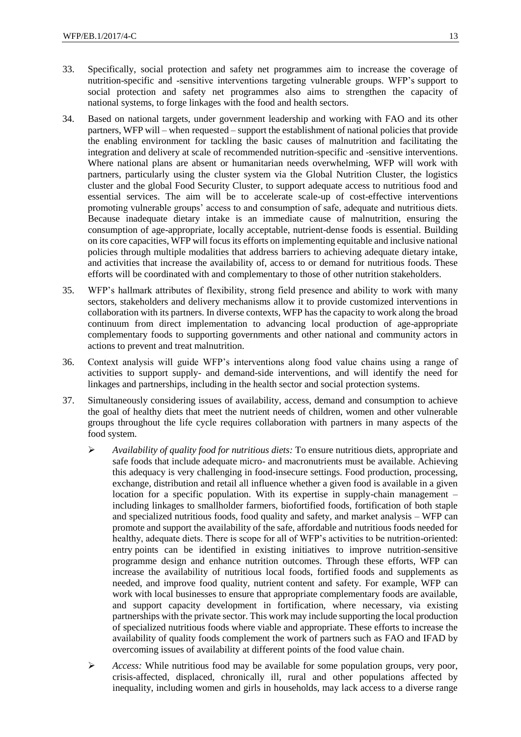33. Specifically, social protection and safety net programmes aim to increase the coverage of nutrition-specific and -sensitive interventions targeting vulnerable groups. WFP's support to social protection and safety net programmes also aims to strengthen the capacity of national systems, to forge linkages with the food and health sectors.

34. Based on national targets, under government leadership and working with FAO and its other partners, WFP will – when requested – support the establishment of national policies that provide the enabling environment for tackling the basic causes of malnutrition and facilitating the integration and delivery at scale of recommended nutrition-specific and -sensitive interventions. Where national plans are absent or humanitarian needs overwhelming, WFP will work with partners, particularly using the cluster system via the Global Nutrition Cluster, the logistics cluster and the global Food Security Cluster, to support adequate access to nutritious food and essential services. The aim will be to accelerate scale-up of cost-effective interventions promoting vulnerable groups' access to and consumption of safe, adequate and nutritious diets. Because inadequate dietary intake is an immediate cause of malnutrition, ensuring the consumption of age-appropriate, locally acceptable, nutrient-dense foods is essential. Building on its core capacities, WFP will focus its efforts on implementing equitable and inclusive national policies through multiple modalities that address barriers to achieving adequate dietary intake, and activities that increase the availability of, access to or demand for nutritious foods. These efforts will be coordinated with and complementary to those of other nutrition stakeholders.

35. WFP's hallmark attributes of flexibility, strong field presence and ability to work with many sectors, stakeholders and delivery mechanisms allow it to provide customized interventions in collaboration with its partners. In diverse contexts, WFP has the capacity to work along the broad continuum from direct implementation to advancing local production of age-appropriate complementary foods to supporting governments and other national and community actors in actions to prevent and treat malnutrition.

36. Context analysis will guide WFP's interventions along food value chains using a range of activities to support supply- and demand-side interventions, and will identify the need for linkages and partnerships, including in the health sector and social protection systems.

37. Simultaneously considering issues of availability, access, demand and consumption to achieve the goal of healthy diets that meet the nutrient needs of children, women and other vulnerable groups throughout the life cycle requires collaboration with partners in many aspects of the food system.

   - *Availability of quality food for nutritious diets:* To ensure nutritious diets, appropriate and safe foods that include adequate micro- and macronutrients must be available. Achieving this adequacy is very challenging in food-insecure settings. Food production, processing, exchange, distribution and retail all influence whether a given food is available in a given location for a specific population. With its expertise in supply-chain management – including linkages to smallholder farmers, biofortified foods, fortification of both staple and specialized nutritious foods, food quality and safety, and market analysis – WFP can promote and support the availability of the safe, affordable and nutritious foods needed for healthy, adequate diets. There is scope for all of WFP's activities to be nutrition-oriented: entry points can be identified in existing initiatives to improve nutrition-sensitive programme design and enhance nutrition outcomes. Through these efforts, WFP can increase the availability of nutritious local foods, fortified foods and supplements as needed, and improve food quality, nutrient content and safety. For example, WFP can work with local businesses to ensure that appropriate complementary foods are available, and support capacity development in fortification, where necessary, via existing partnerships with the private sector. This work may include supporting the local production of specialized nutritious foods where viable and appropriate. These efforts to increase the availability of quality foods complement the work of partners such as FAO and IFAD by overcoming issues of availability at different points of the food value chain.

   - *Access:* While nutritious food may be available for some population groups, very poor, crisis-affected, displaced, chronically ill, rural and other populations affected by inequality, including women and girls in households, may lack access to a diverse range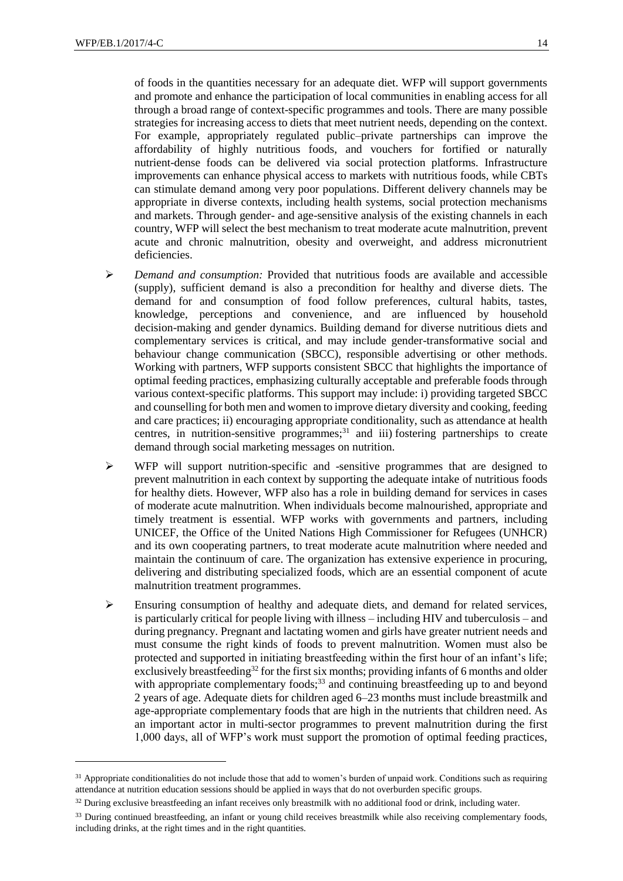of foods in the quantities necessary for an adequate diet. WFP will support governments and promote and enhance the participation of local communities in enabling access for all through a broad range of context-specific programmes and tools. There are many possible strategies for increasing access to diets that meet nutrient needs, depending on the context. For example, appropriately regulated public–private partnerships can improve the affordability of highly nutritious foods, and vouchers for fortified or naturally nutrient-dense foods can be delivered via social protection platforms. Infrastructure improvements can enhance physical access to markets with nutritious foods, while CBTs can stimulate demand among very poor populations. Different delivery channels may be appropriate in diverse contexts, including health systems, social protection mechanisms and markets. Through gender- and age-sensitive analysis of the existing channels in each country, WFP will select the best mechanism to treat moderate acute malnutrition, prevent acute and chronic malnutrition, obesity and overweight, and address micronutrient deficiencies.

- *Demand and consumption:* Provided that nutritious foods are available and accessible (supply), sufficient demand is also a precondition for healthy and diverse diets. The demand for and consumption of food follow preferences, cultural habits, tastes, knowledge, perceptions and convenience, and are influenced by household decision-making and gender dynamics. Building demand for diverse nutritious diets and complementary services is critical, and may include gender-transformative social and behaviour change communication (SBCC), responsible advertising or other methods. Working with partners, WFP supports consistent SBCC that highlights the importance of optimal feeding practices, emphasizing culturally acceptable and preferable foods through various context-specific platforms. This support may include: i) providing targeted SBCC and counselling for both men and women to improve dietary diversity and cooking, feeding and care practices; ii) encouraging appropriate conditionality, such as attendance at health centres, in nutrition-sensitive programmes;[31] and iii) fostering partnerships to create demand through social marketing messages on nutrition.

- WFP will support nutrition-specific and -sensitive programmes that are designed to prevent malnutrition in each context by supporting the adequate intake of nutritious foods for healthy diets. However, WFP also has a role in building demand for services in cases of moderate acute malnutrition. When individuals become malnourished, appropriate and timely treatment is essential. WFP works with governments and partners, including UNICEF, the Office of the United Nations High Commissioner for Refugees (UNHCR) and its own cooperating partners, to treat moderate acute malnutrition where needed and maintain the continuum of care. The organization has extensive experience in procuring, delivering and distributing specialized foods, which are an essential component of acute malnutrition treatment programmes.

- Ensuring consumption of healthy and adequate diets, and demand for related services, is particularly critical for people living with illness – including HIV and tuberculosis – and during pregnancy. Pregnant and lactating women and girls have greater nutrient needs and must consume the right kinds of foods to prevent malnutrition. Women must also be protected and supported in initiating breastfeeding within the first hour of an infant's life; exclusively breastfeeding[32] for the first six months; providing infants of 6 months and older with appropriate complementary foods;[33] and continuing breastfeeding up to and beyond 2 years of age. Adequate diets for children aged 6–23 months must include breastmilk and age-appropriate complementary foods that are high in the nutrients that children need. As an important actor in multi-sector programmes to prevent malnutrition during the first 1,000 days, all of WFP's work must support the promotion of optimal feeding practices,

---

[31] Appropriate conditionalities do not include those that add to women's burden of unpaid work. Conditions such as requiring attendance at nutrition education sessions should be applied in ways that do not overburden specific groups.

[32] During exclusive breastfeeding an infant receives only breastmilk with no additional food or drink, including water.

[33] During continued breastfeeding, an infant or young child receives breastmilk while also receiving complementary foods, including drinks, at the right times and in the right quantities.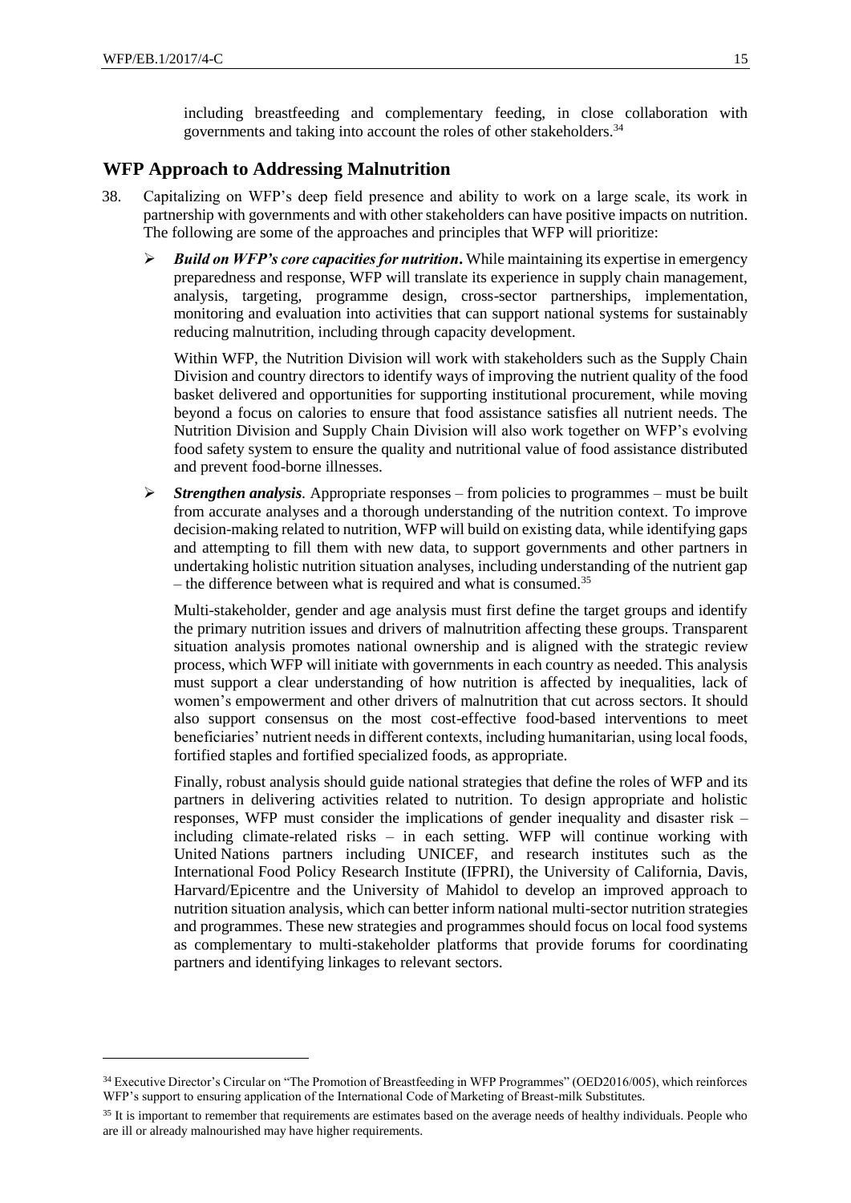including breastfeeding and complementary feeding, in close collaboration with governments and taking into account the roles of other stakeholders.[34]

## WFP Approach to Addressing Malnutrition

38. Capitalizing on WFP's deep field presence and ability to work on a large scale, its work in partnership with governments and with other stakeholders can have positive impacts on nutrition. The following are some of the approaches and principles that WFP will prioritize:

   - ***Build on WFP's core capacities for nutrition*.** While maintaining its expertise in emergency preparedness and response, WFP will translate its experience in supply chain management, analysis, targeting, programme design, cross-sector partnerships, implementation, monitoring and evaluation into activities that can support national systems for sustainably reducing malnutrition, including through capacity development.

     Within WFP, the Nutrition Division will work with stakeholders such as the Supply Chain Division and country directors to identify ways of improving the nutrient quality of the food basket delivered and opportunities for supporting institutional procurement, while moving beyond a focus on calories to ensure that food assistance satisfies all nutrient needs. The Nutrition Division and Supply Chain Division will also work together on WFP's evolving food safety system to ensure the quality and nutritional value of food assistance distributed and prevent food-borne illnesses.

   - ***Strengthen analysis*.** Appropriate responses – from policies to programmes – must be built from accurate analyses and a thorough understanding of the nutrition context. To improve decision-making related to nutrition, WFP will build on existing data, while identifying gaps and attempting to fill them with new data, to support governments and other partners in undertaking holistic nutrition situation analyses, including understanding of the nutrient gap – the difference between what is required and what is consumed.[35]

     Multi-stakeholder, gender and age analysis must first define the target groups and identify the primary nutrition issues and drivers of malnutrition affecting these groups. Transparent situation analysis promotes national ownership and is aligned with the strategic review process, which WFP will initiate with governments in each country as needed. This analysis must support a clear understanding of how nutrition is affected by inequalities, lack of women's empowerment and other drivers of malnutrition that cut across sectors. It should also support consensus on the most cost-effective food-based interventions to meet beneficiaries' nutrient needs in different contexts, including humanitarian, using local foods, fortified staples and fortified specialized foods, as appropriate.

     Finally, robust analysis should guide national strategies that define the roles of WFP and its partners in delivering activities related to nutrition. To design appropriate and holistic responses, WFP must consider the implications of gender inequality and disaster risk – including climate-related risks – in each setting. WFP will continue working with United Nations partners including UNICEF, and research institutes such as the International Food Policy Research Institute (IFPRI), the University of California, Davis, Harvard/Epicentre and the University of Mahidol to develop an improved approach to nutrition situation analysis, which can better inform national multi-sector nutrition strategies and programmes. These new strategies and programmes should focus on local food systems as complementary to multi-stakeholder platforms that provide forums for coordinating partners and identifying linkages to relevant sectors.

---

[34] Executive Director's Circular on "The Promotion of Breastfeeding in WFP Programmes" (OED2016/005), which reinforces WFP's support to ensuring application of the International Code of Marketing of Breast-milk Substitutes.

[35] It is important to remember that requirements are estimates based on the average needs of healthy individuals. People who are ill or already malnourished may have higher requirements.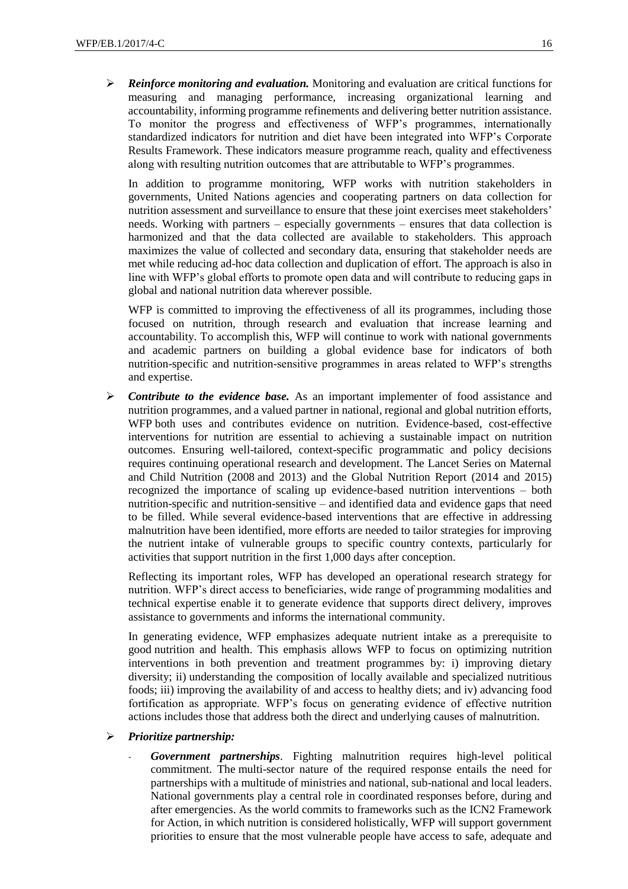- ***Reinforce monitoring and evaluation.*** Monitoring and evaluation are critical functions for measuring and managing performance, increasing organizational learning and accountability, informing programme refinements and delivering better nutrition assistance. To monitor the progress and effectiveness of WFP's programmes, internationally standardized indicators for nutrition and diet have been integrated into WFP's Corporate Results Framework. These indicators measure programme reach, quality and effectiveness along with resulting nutrition outcomes that are attributable to WFP's programmes.

  In addition to programme monitoring, WFP works with nutrition stakeholders in governments, United Nations agencies and cooperating partners on data collection for nutrition assessment and surveillance to ensure that these joint exercises meet stakeholders' needs. Working with partners – especially governments – ensures that data collection is harmonized and that the data collected are available to stakeholders. This approach maximizes the value of collected and secondary data, ensuring that stakeholder needs are met while reducing ad-hoc data collection and duplication of effort. The approach is also in line with WFP's global efforts to promote open data and will contribute to reducing gaps in global and national nutrition data wherever possible.

  WFP is committed to improving the effectiveness of all its programmes, including those focused on nutrition, through research and evaluation that increase learning and accountability. To accomplish this, WFP will continue to work with national governments and academic partners on building a global evidence base for indicators of both nutrition-specific and nutrition-sensitive programmes in areas related to WFP's strengths and expertise.

- ***Contribute to the evidence base.*** As an important implementer of food assistance and nutrition programmes, and a valued partner in national, regional and global nutrition efforts, WFP both uses and contributes evidence on nutrition. Evidence-based, cost-effective interventions for nutrition are essential to achieving a sustainable impact on nutrition outcomes. Ensuring well-tailored, context-specific programmatic and policy decisions requires continuing operational research and development. The Lancet Series on Maternal and Child Nutrition (2008 and 2013) and the Global Nutrition Report (2014 and 2015) recognized the importance of scaling up evidence-based nutrition interventions – both nutrition-specific and nutrition-sensitive – and identified data and evidence gaps that need to be filled. While several evidence-based interventions that are effective in addressing malnutrition have been identified, more efforts are needed to tailor strategies for improving the nutrient intake of vulnerable groups to specific country contexts, particularly for activities that support nutrition in the first 1,000 days after conception.

  Reflecting its important roles, WFP has developed an operational research strategy for nutrition. WFP's direct access to beneficiaries, wide range of programming modalities and technical expertise enable it to generate evidence that supports direct delivery, improves assistance to governments and informs the international community.

  In generating evidence, WFP emphasizes adequate nutrient intake as a prerequisite to good nutrition and health. This emphasis allows WFP to focus on optimizing nutrition interventions in both prevention and treatment programmes by: i) improving dietary diversity; ii) understanding the composition of locally available and specialized nutritious foods; iii) improving the availability of and access to healthy diets; and iv) advancing food fortification as appropriate. WFP's focus on generating evidence of effective nutrition actions includes those that address both the direct and underlying causes of malnutrition.

- ***Prioritize partnership:***

  - ***Government partnerships***. Fighting malnutrition requires high-level political commitment. The multi-sector nature of the required response entails the need for partnerships with a multitude of ministries and national, sub-national and local leaders. National governments play a central role in coordinated responses before, during and after emergencies. As the world commits to frameworks such as the ICN2 Framework for Action, in which nutrition is considered holistically, WFP will support government priorities to ensure that the most vulnerable people have access to safe, adequate and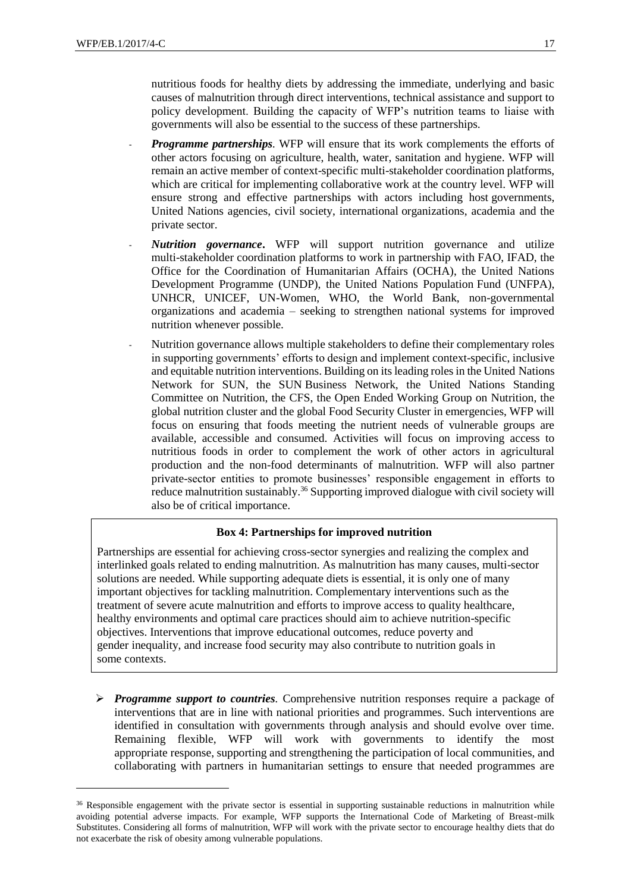nutritious foods for healthy diets by addressing the immediate, underlying and basic causes of malnutrition through direct interventions, technical assistance and support to policy development. Building the capacity of WFP's nutrition teams to liaise with governments will also be essential to the success of these partnerships.

- ***Programme partnerships.*** WFP will ensure that its work complements the efforts of other actors focusing on agriculture, health, water, sanitation and hygiene. WFP will remain an active member of context-specific multi-stakeholder coordination platforms, which are critical for implementing collaborative work at the country level. WFP will ensure strong and effective partnerships with actors including host governments, United Nations agencies, civil society, international organizations, academia and the private sector.
- ***Nutrition governance*.** WFP will support nutrition governance and utilize multi-stakeholder coordination platforms to work in partnership with FAO, IFAD, the Office for the Coordination of Humanitarian Affairs (OCHA), the United Nations Development Programme (UNDP), the United Nations Population Fund (UNFPA), UNHCR, UNICEF, UN-Women, WHO, the World Bank, non-governmental organizations and academia – seeking to strengthen national systems for improved nutrition whenever possible.
- Nutrition governance allows multiple stakeholders to define their complementary roles in supporting governments' efforts to design and implement context-specific, inclusive and equitable nutrition interventions. Building on its leading roles in the United Nations Network for SUN, the SUN Business Network, the United Nations Standing Committee on Nutrition, the CFS, the Open Ended Working Group on Nutrition, the global nutrition cluster and the global Food Security Cluster in emergencies, WFP will focus on ensuring that foods meeting the nutrient needs of vulnerable groups are available, accessible and consumed. Activities will focus on improving access to nutritious foods in order to complement the work of other actors in agricultural production and the non-food determinants of malnutrition. WFP will also partner private-sector entities to promote businesses' responsible engagement in efforts to reduce malnutrition sustainably.[36] Supporting improved dialogue with civil society will also be of critical importance.

**Box 4: Partnerships for improved nutrition**

Partnerships are essential for achieving cross-sector synergies and realizing the complex and interlinked goals related to ending malnutrition. As malnutrition has many causes, multi-sector solutions are needed. While supporting adequate diets is essential, it is only one of many important objectives for tackling malnutrition. Complementary interventions such as the treatment of severe acute malnutrition and efforts to improve access to quality healthcare, healthy environments and optimal care practices should aim to achieve nutrition-specific objectives. Interventions that improve educational outcomes, reduce poverty and gender inequality, and increase food security may also contribute to nutrition goals in some contexts.

- ***Programme support to countries.*** Comprehensive nutrition responses require a package of interventions that are in line with national priorities and programmes. Such interventions are identified in consultation with governments through analysis and should evolve over time. Remaining flexible, WFP will work with governments to identify the most appropriate response, supporting and strengthening the participation of local communities, and collaborating with partners in humanitarian settings to ensure that needed programmes are

[36] Responsible engagement with the private sector is essential in supporting sustainable reductions in malnutrition while avoiding potential adverse impacts. For example, WFP supports the International Code of Marketing of Breast-milk Substitutes. Considering all forms of malnutrition, WFP will work with the private sector to encourage healthy diets that do not exacerbate the risk of obesity among vulnerable populations.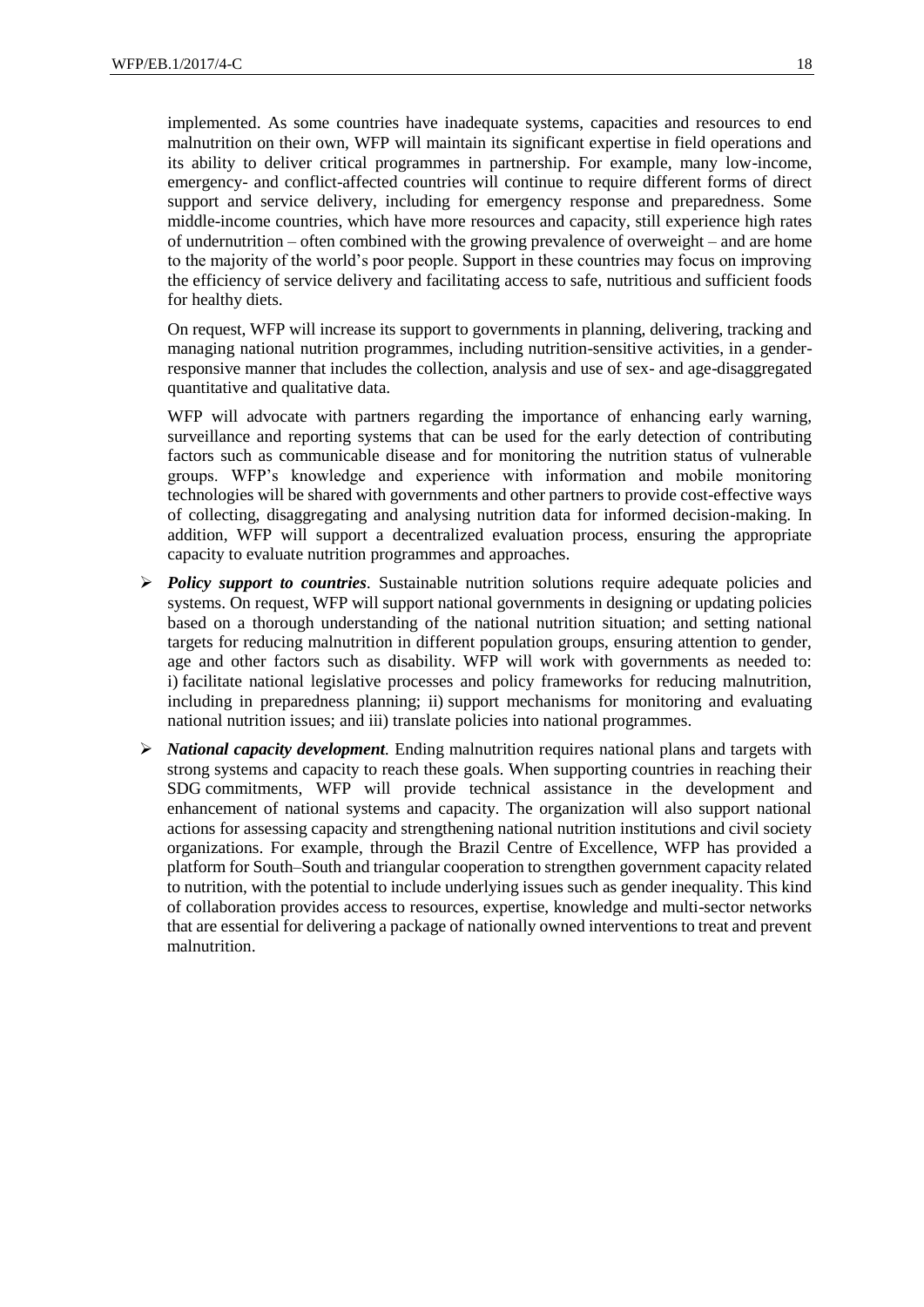implemented. As some countries have inadequate systems, capacities and resources to end malnutrition on their own, WFP will maintain its significant expertise in field operations and its ability to deliver critical programmes in partnership. For example, many low-income, emergency- and conflict-affected countries will continue to require different forms of direct support and service delivery, including for emergency response and preparedness. Some middle-income countries, which have more resources and capacity, still experience high rates of undernutrition – often combined with the growing prevalence of overweight – and are home to the majority of the world's poor people. Support in these countries may focus on improving the efficiency of service delivery and facilitating access to safe, nutritious and sufficient foods for healthy diets.

On request, WFP will increase its support to governments in planning, delivering, tracking and managing national nutrition programmes, including nutrition-sensitive activities, in a gender-responsive manner that includes the collection, analysis and use of sex- and age-disaggregated quantitative and qualitative data.

WFP will advocate with partners regarding the importance of enhancing early warning, surveillance and reporting systems that can be used for the early detection of contributing factors such as communicable disease and for monitoring the nutrition status of vulnerable groups. WFP's knowledge and experience with information and mobile monitoring technologies will be shared with governments and other partners to provide cost-effective ways of collecting, disaggregating and analysing nutrition data for informed decision-making. In addition, WFP will support a decentralized evaluation process, ensuring the appropriate capacity to evaluate nutrition programmes and approaches.

- ***Policy support to countries***. Sustainable nutrition solutions require adequate policies and systems. On request, WFP will support national governments in designing or updating policies based on a thorough understanding of the national nutrition situation; and setting national targets for reducing malnutrition in different population groups, ensuring attention to gender, age and other factors such as disability. WFP will work with governments as needed to: i) facilitate national legislative processes and policy frameworks for reducing malnutrition, including in preparedness planning; ii) support mechanisms for monitoring and evaluating national nutrition issues; and iii) translate policies into national programmes.
- ***National capacity development***. Ending malnutrition requires national plans and targets with strong systems and capacity to reach these goals. When supporting countries in reaching their SDG commitments, WFP will provide technical assistance in the development and enhancement of national systems and capacity. The organization will also support national actions for assessing capacity and strengthening national nutrition institutions and civil society organizations. For example, through the Brazil Centre of Excellence, WFP has provided a platform for South–South and triangular cooperation to strengthen government capacity related to nutrition, with the potential to include underlying issues such as gender inequality. This kind of collaboration provides access to resources, expertise, knowledge and multi-sector networks that are essential for delivering a package of nationally owned interventions to treat and prevent malnutrition.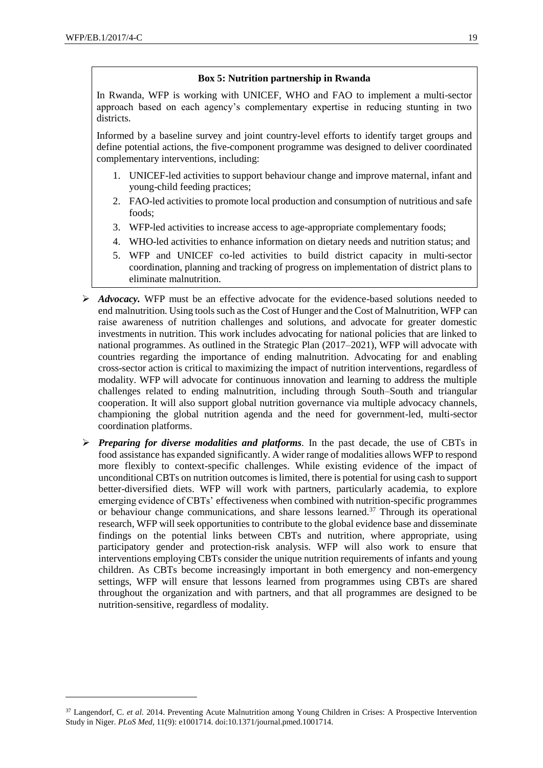**Box 5: Nutrition partnership in Rwanda**

In Rwanda, WFP is working with UNICEF, WHO and FAO to implement a multi-sector approach based on each agency's complementary expertise in reducing stunting in two districts.

Informed by a baseline survey and joint country-level efforts to identify target groups and define potential actions, the five-component programme was designed to deliver coordinated complementary interventions, including:

1. UNICEF-led activities to support behaviour change and improve maternal, infant and young-child feeding practices;
2. FAO-led activities to promote local production and consumption of nutritious and safe foods;
3. WFP-led activities to increase access to age-appropriate complementary foods;
4. WHO-led activities to enhance information on dietary needs and nutrition status; and
5. WFP and UNICEF co-led activities to build district capacity in multi-sector coordination, planning and tracking of progress on implementation of district plans to eliminate malnutrition.

- ***Advocacy.*** WFP must be an effective advocate for the evidence-based solutions needed to end malnutrition. Using tools such as the Cost of Hunger and the Cost of Malnutrition, WFP can raise awareness of nutrition challenges and solutions, and advocate for greater domestic investments in nutrition. This work includes advocating for national policies that are linked to national programmes. As outlined in the Strategic Plan (2017–2021), WFP will advocate with countries regarding the importance of ending malnutrition. Advocating for and enabling cross-sector action is critical to maximizing the impact of nutrition interventions, regardless of modality. WFP will advocate for continuous innovation and learning to address the multiple challenges related to ending malnutrition, including through South–South and triangular cooperation. It will also support global nutrition governance via multiple advocacy channels, championing the global nutrition agenda and the need for government-led, multi-sector coordination platforms.

- ***Preparing for diverse modalities and platforms***. In the past decade, the use of CBTs in food assistance has expanded significantly. A wider range of modalities allows WFP to respond more flexibly to context-specific challenges. While existing evidence of the impact of unconditional CBTs on nutrition outcomes is limited, there is potential for using cash to support better-diversified diets. WFP will work with partners, particularly academia, to explore emerging evidence of CBTs' effectiveness when combined with nutrition-specific programmes or behaviour change communications, and share lessons learned.[37] Through its operational research, WFP will seek opportunities to contribute to the global evidence base and disseminate findings on the potential links between CBTs and nutrition, where appropriate, using participatory gender and protection-risk analysis. WFP will also work to ensure that interventions employing CBTs consider the unique nutrition requirements of infants and young children. As CBTs become increasingly important in both emergency and non-emergency settings, WFP will ensure that lessons learned from programmes using CBTs are shared throughout the organization and with partners, and that all programmes are designed to be nutrition-sensitive, regardless of modality.

---

[37] Langendorf, C. *et al.* 2014. Preventing Acute Malnutrition among Young Children in Crises: A Prospective Intervention Study in Niger. *PLoS Med*, 11(9): e1001714. doi:10.1371/journal.pmed.1001714.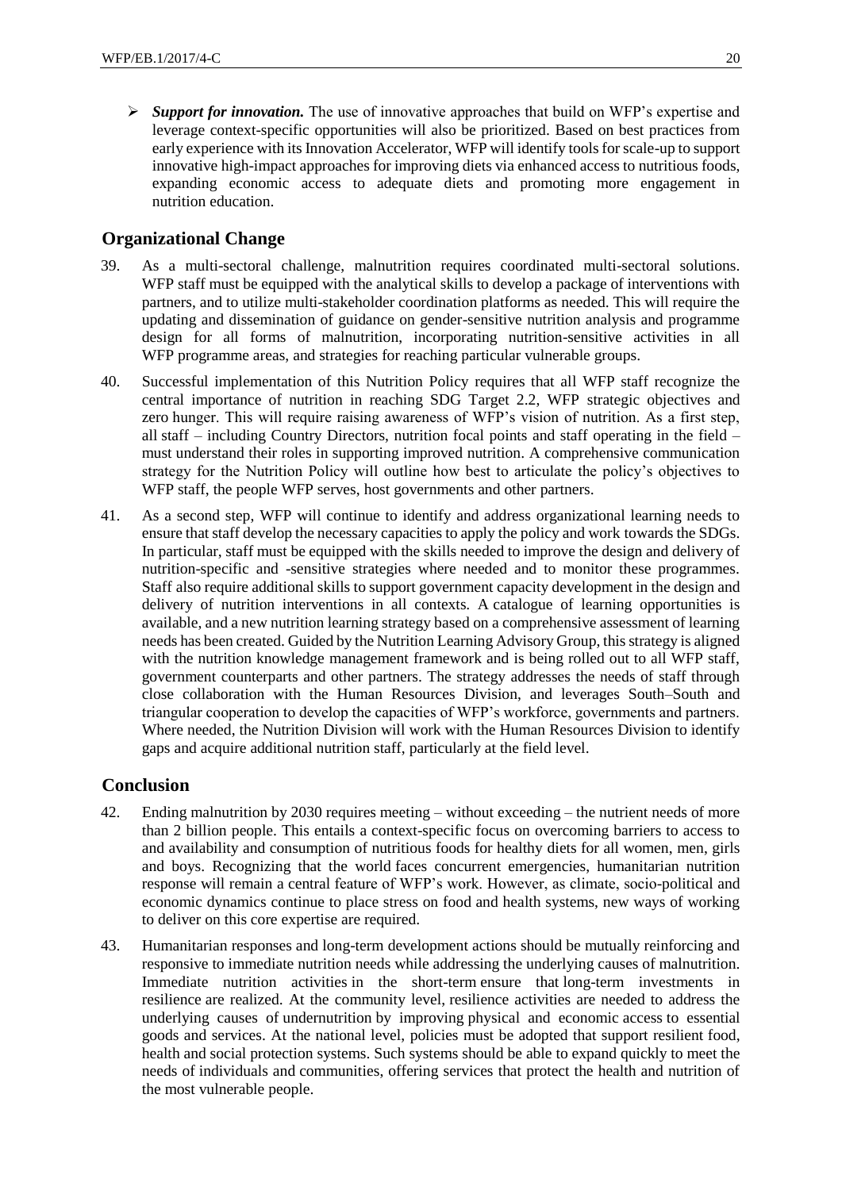- ***Support for innovation.*** The use of innovative approaches that build on WFP's expertise and leverage context-specific opportunities will also be prioritized. Based on best practices from early experience with its Innovation Accelerator, WFP will identify tools for scale-up to support innovative high-impact approaches for improving diets via enhanced access to nutritious foods, expanding economic access to adequate diets and promoting more engagement in nutrition education.

## Organizational Change

39. As a multi-sectoral challenge, malnutrition requires coordinated multi-sectoral solutions. WFP staff must be equipped with the analytical skills to develop a package of interventions with partners, and to utilize multi-stakeholder coordination platforms as needed. This will require the updating and dissemination of guidance on gender-sensitive nutrition analysis and programme design for all forms of malnutrition, incorporating nutrition-sensitive activities in all WFP programme areas, and strategies for reaching particular vulnerable groups.

40. Successful implementation of this Nutrition Policy requires that all WFP staff recognize the central importance of nutrition in reaching SDG Target 2.2, WFP strategic objectives and zero hunger. This will require raising awareness of WFP's vision of nutrition. As a first step, all staff – including Country Directors, nutrition focal points and staff operating in the field – must understand their roles in supporting improved nutrition. A comprehensive communication strategy for the Nutrition Policy will outline how best to articulate the policy's objectives to WFP staff, the people WFP serves, host governments and other partners.

41. As a second step, WFP will continue to identify and address organizational learning needs to ensure that staff develop the necessary capacities to apply the policy and work towards the SDGs. In particular, staff must be equipped with the skills needed to improve the design and delivery of nutrition-specific and -sensitive strategies where needed and to monitor these programmes. Staff also require additional skills to support government capacity development in the design and delivery of nutrition interventions in all contexts. A catalogue of learning opportunities is available, and a new nutrition learning strategy based on a comprehensive assessment of learning needs has been created. Guided by the Nutrition Learning Advisory Group, this strategy is aligned with the nutrition knowledge management framework and is being rolled out to all WFP staff, government counterparts and other partners. The strategy addresses the needs of staff through close collaboration with the Human Resources Division, and leverages South–South and triangular cooperation to develop the capacities of WFP's workforce, governments and partners. Where needed, the Nutrition Division will work with the Human Resources Division to identify gaps and acquire additional nutrition staff, particularly at the field level.

## Conclusion

42. Ending malnutrition by 2030 requires meeting – without exceeding – the nutrient needs of more than 2 billion people. This entails a context-specific focus on overcoming barriers to access to and availability and consumption of nutritious foods for healthy diets for all women, men, girls and boys. Recognizing that the world faces concurrent emergencies, humanitarian nutrition response will remain a central feature of WFP's work. However, as climate, socio-political and economic dynamics continue to place stress on food and health systems, new ways of working to deliver on this core expertise are required.

43. Humanitarian responses and long-term development actions should be mutually reinforcing and responsive to immediate nutrition needs while addressing the underlying causes of malnutrition. Immediate nutrition activities in the short-term ensure that long-term investments in resilience are realized. At the community level, resilience activities are needed to address the underlying causes of undernutrition by improving physical and economic access to essential goods and services. At the national level, policies must be adopted that support resilient food, health and social protection systems. Such systems should be able to expand quickly to meet the needs of individuals and communities, offering services that protect the health and nutrition of the most vulnerable people.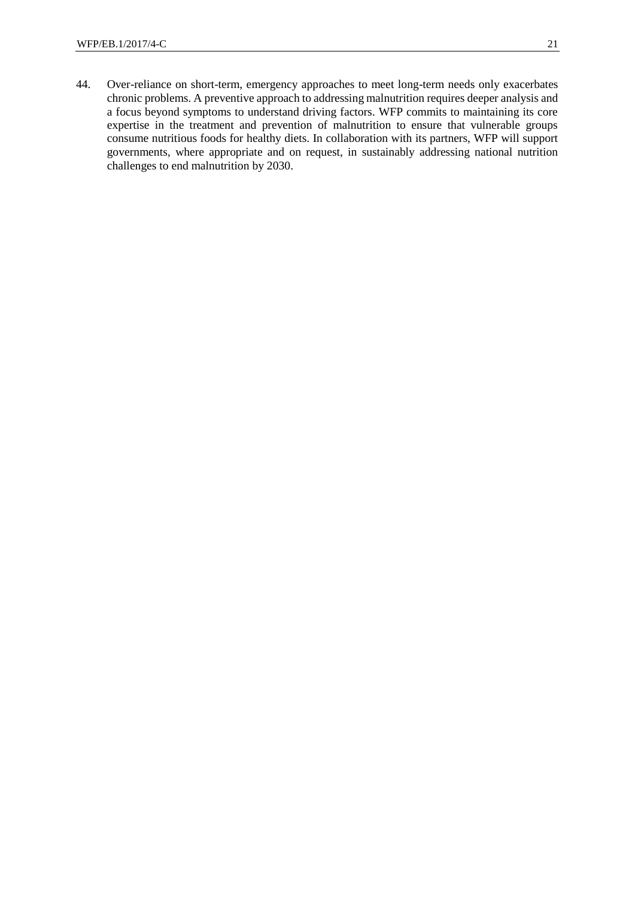44. Over-reliance on short-term, emergency approaches to meet long-term needs only exacerbates chronic problems. A preventive approach to addressing malnutrition requires deeper analysis and a focus beyond symptoms to understand driving factors. WFP commits to maintaining its core expertise in the treatment and prevention of malnutrition to ensure that vulnerable groups consume nutritious foods for healthy diets. In collaboration with its partners, WFP will support governments, where appropriate and on request, in sustainably addressing national nutrition challenges to end malnutrition by 2030.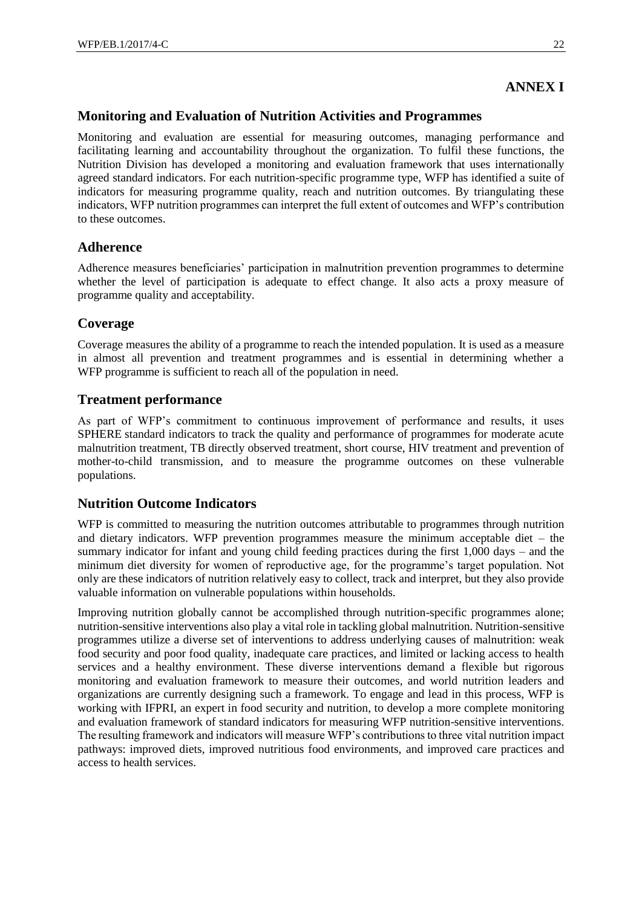# ANNEX I

## Monitoring and Evaluation of Nutrition Activities and Programmes

Monitoring and evaluation are essential for measuring outcomes, managing performance and facilitating learning and accountability throughout the organization. To fulfil these functions, the Nutrition Division has developed a monitoring and evaluation framework that uses internationally agreed standard indicators. For each nutrition-specific programme type, WFP has identified a suite of indicators for measuring programme quality, reach and nutrition outcomes. By triangulating these indicators, WFP nutrition programmes can interpret the full extent of outcomes and WFP's contribution to these outcomes.

## Adherence

Adherence measures beneficiaries' participation in malnutrition prevention programmes to determine whether the level of participation is adequate to effect change. It also acts a proxy measure of programme quality and acceptability.

## Coverage

Coverage measures the ability of a programme to reach the intended population. It is used as a measure in almost all prevention and treatment programmes and is essential in determining whether a WFP programme is sufficient to reach all of the population in need.

## Treatment performance

As part of WFP's commitment to continuous improvement of performance and results, it uses SPHERE standard indicators to track the quality and performance of programmes for moderate acute malnutrition treatment, TB directly observed treatment, short course, HIV treatment and prevention of mother-to-child transmission, and to measure the programme outcomes on these vulnerable populations.

## Nutrition Outcome Indicators

WFP is committed to measuring the nutrition outcomes attributable to programmes through nutrition and dietary indicators. WFP prevention programmes measure the minimum acceptable diet – the summary indicator for infant and young child feeding practices during the first 1,000 days – and the minimum diet diversity for women of reproductive age, for the programme's target population. Not only are these indicators of nutrition relatively easy to collect, track and interpret, but they also provide valuable information on vulnerable populations within households.

Improving nutrition globally cannot be accomplished through nutrition-specific programmes alone; nutrition-sensitive interventions also play a vital role in tackling global malnutrition. Nutrition-sensitive programmes utilize a diverse set of interventions to address underlying causes of malnutrition: weak food security and poor food quality, inadequate care practices, and limited or lacking access to health services and a healthy environment. These diverse interventions demand a flexible but rigorous monitoring and evaluation framework to measure their outcomes, and world nutrition leaders and organizations are currently designing such a framework. To engage and lead in this process, WFP is working with IFPRI, an expert in food security and nutrition, to develop a more complete monitoring and evaluation framework of standard indicators for measuring WFP nutrition-sensitive interventions. The resulting framework and indicators will measure WFP's contributions to three vital nutrition impact pathways: improved diets, improved nutritious food environments, and improved care practices and access to health services.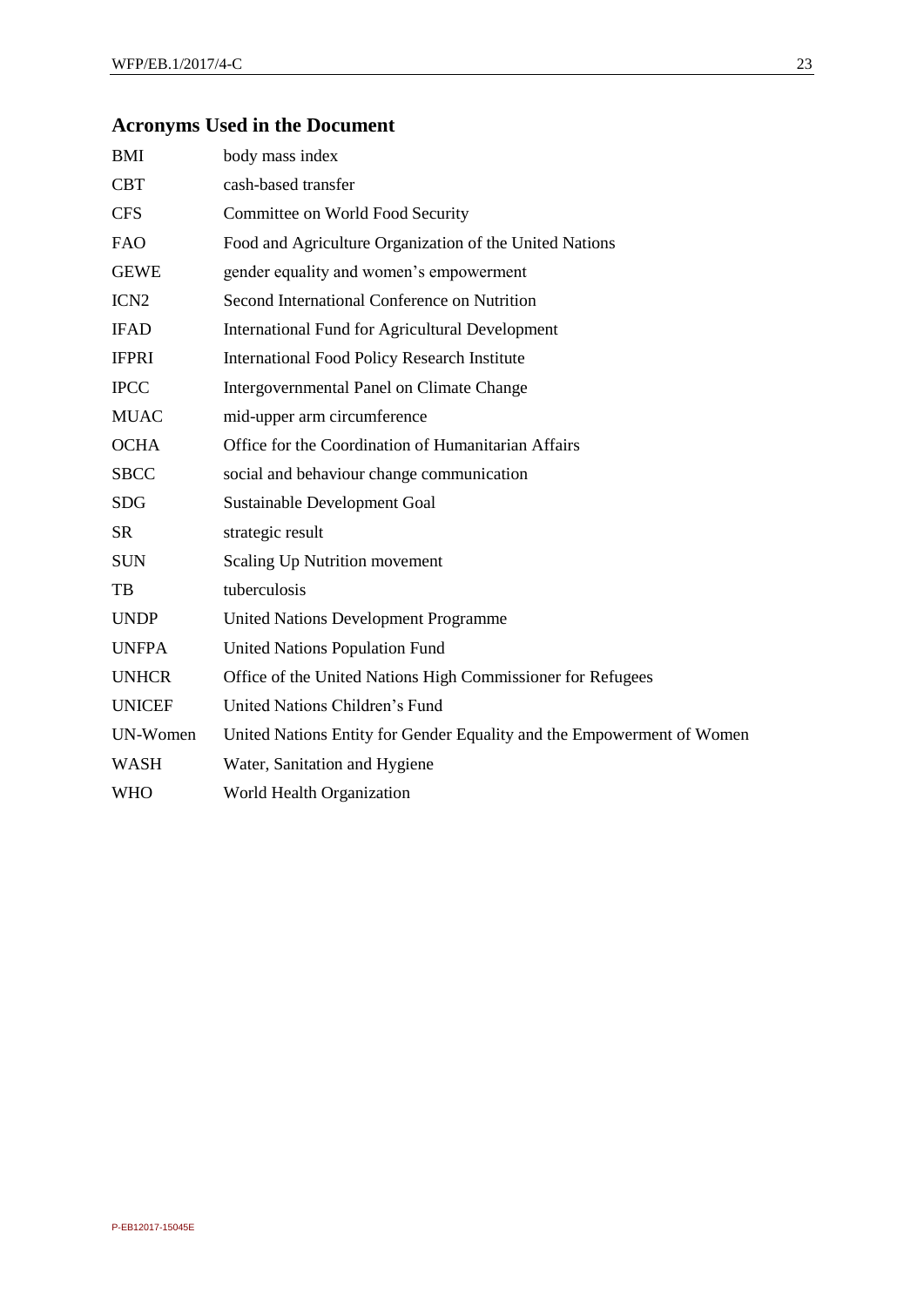## Acronyms Used in the Document

| | |
|---|---|
| BMI | body mass index |
| CBT | cash-based transfer |
| CFS | Committee on World Food Security |
| FAO | Food and Agriculture Organization of the United Nations |
| GEWE | gender equality and women's empowerment |
| ICN2 | Second International Conference on Nutrition |
| IFAD | International Fund for Agricultural Development |
| IFPRI | International Food Policy Research Institute |
| IPCC | Intergovernmental Panel on Climate Change |
| MUAC | mid-upper arm circumference |
| OCHA | Office for the Coordination of Humanitarian Affairs |
| SBCC | social and behaviour change communication |
| SDG | Sustainable Development Goal |
| SR | strategic result |
| SUN | Scaling Up Nutrition movement |
| TB | tuberculosis |
| UNDP | United Nations Development Programme |
| UNFPA | United Nations Population Fund |
| UNHCR | Office of the United Nations High Commissioner for Refugees |
| UNICEF | United Nations Children's Fund |
| UN-Women | United Nations Entity for Gender Equality and the Empowerment of Women |
| WASH | Water, Sanitation and Hygiene |
| WHO | World Health Organization |

P-EB12017-15045E